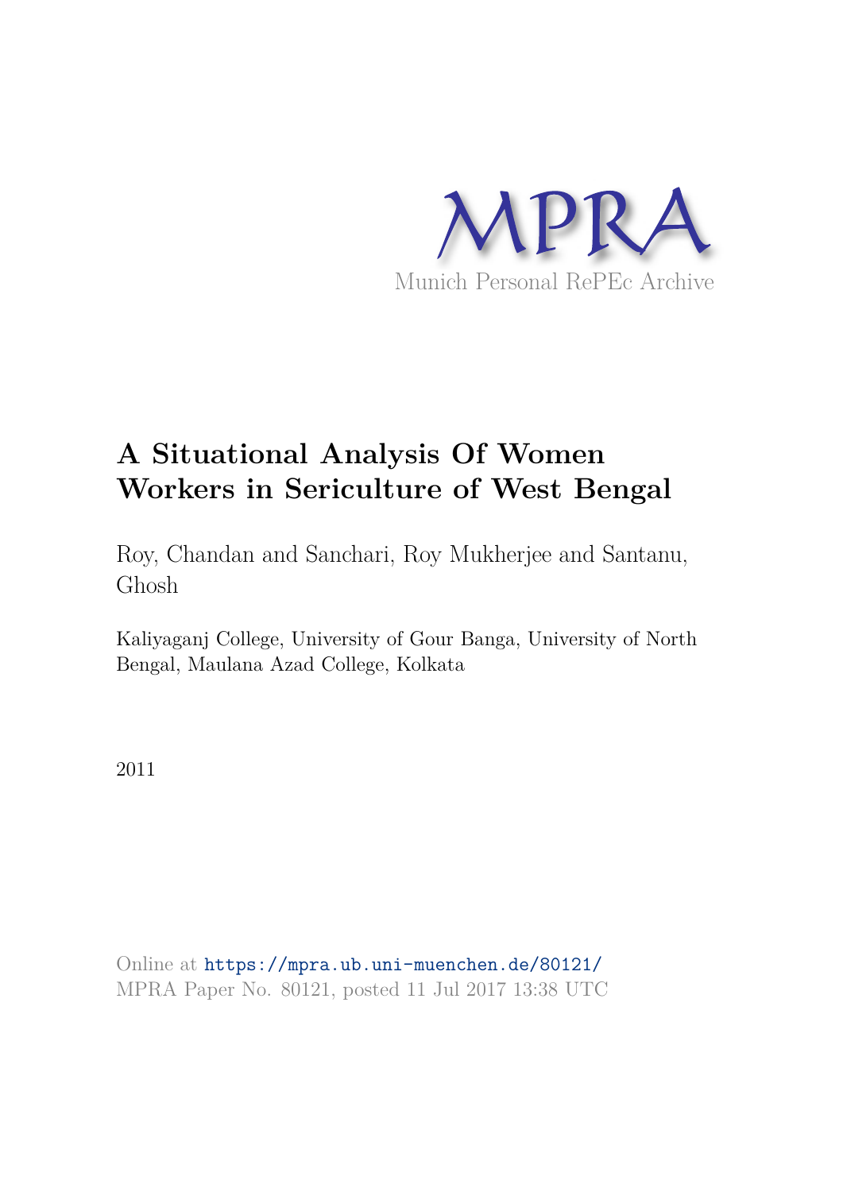MPRA

Munich Personal RePEc Archive

# A Situational Analysis Of Women Workers in Sericulture of West Bengal

Roy, Chandan and Sanchari, Roy Mukherjee and Santanu, Ghosh

Kaliyaganj College, University of Gour Banga, University of North Bengal, Maulana Azad College, Kolkata

2011

Online at https://mpra.ub.uni-muenchen.de/80121/
MPRA Paper No. 80121, posted 11 Jul 2017 13:38 UTC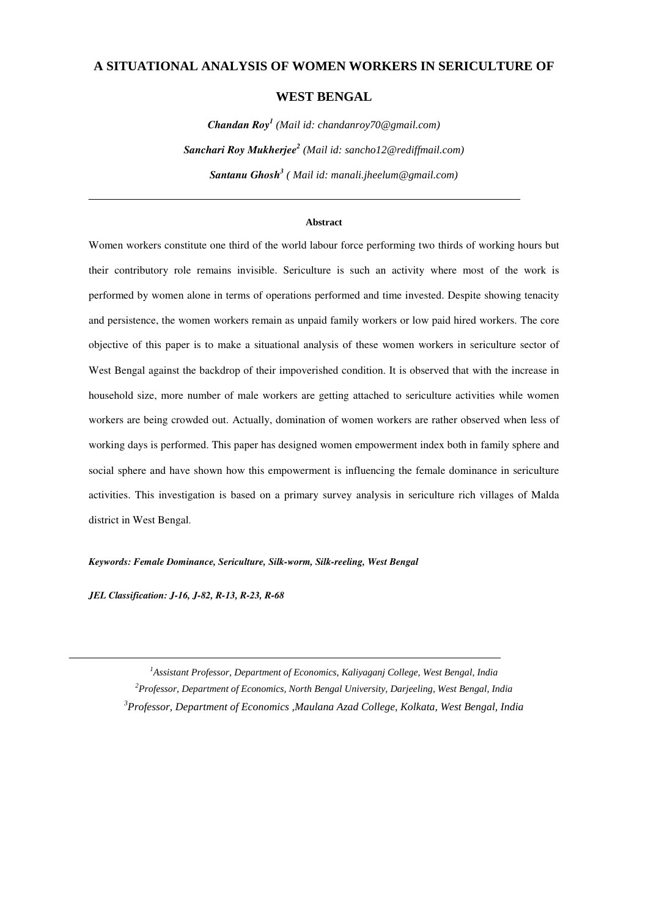# A SITUATIONAL ANALYSIS OF WOMEN WORKERS IN SERICULTURE OF WEST BENGAL

***Chandan Roy***[1] *(Mail id: chandanroy70@gmail.com)*

***Sanchari Roy Mukherjee***[2] *(Mail id: sancho12@rediffmail.com)*

***Santanu Ghosh***[3] *( Mail id: manali.jheelum@gmail.com)*

---

**Abstract**

Women workers constitute one third of the world labour force performing two thirds of working hours but their contributory role remains invisible. Sericulture is such an activity where most of the work is performed by women alone in terms of operations performed and time invested. Despite showing tenacity and persistence, the women workers remain as unpaid family workers or low paid hired workers. The core objective of this paper is to make a situational analysis of these women workers in sericulture sector of West Bengal against the backdrop of their impoverished condition. It is observed that with the increase in household size, more number of male workers are getting attached to sericulture activities while women workers are being crowded out. Actually, domination of women workers are rather observed when less of working days is performed. This paper has designed women empowerment index both in family sphere and social sphere and have shown how this empowerment is influencing the female dominance in sericulture activities. This investigation is based on a primary survey analysis in sericulture rich villages of Malda district in West Bengal.

***Keywords: Female Dominance, Sericulture, Silk-worm, Silk-reeling, West Bengal***

***JEL Classification: J-16, J-82, R-13, R-23, R-68***

---

[1] *Assistant Professor, Department of Economics, Kaliyaganj College, West Bengal, India*

[2] *Professor, Department of Economics, North Bengal University, Darjeeling, West Bengal, India*

[3] *Professor, Department of Economics ,Maulana Azad College, Kolkata, West Bengal, India*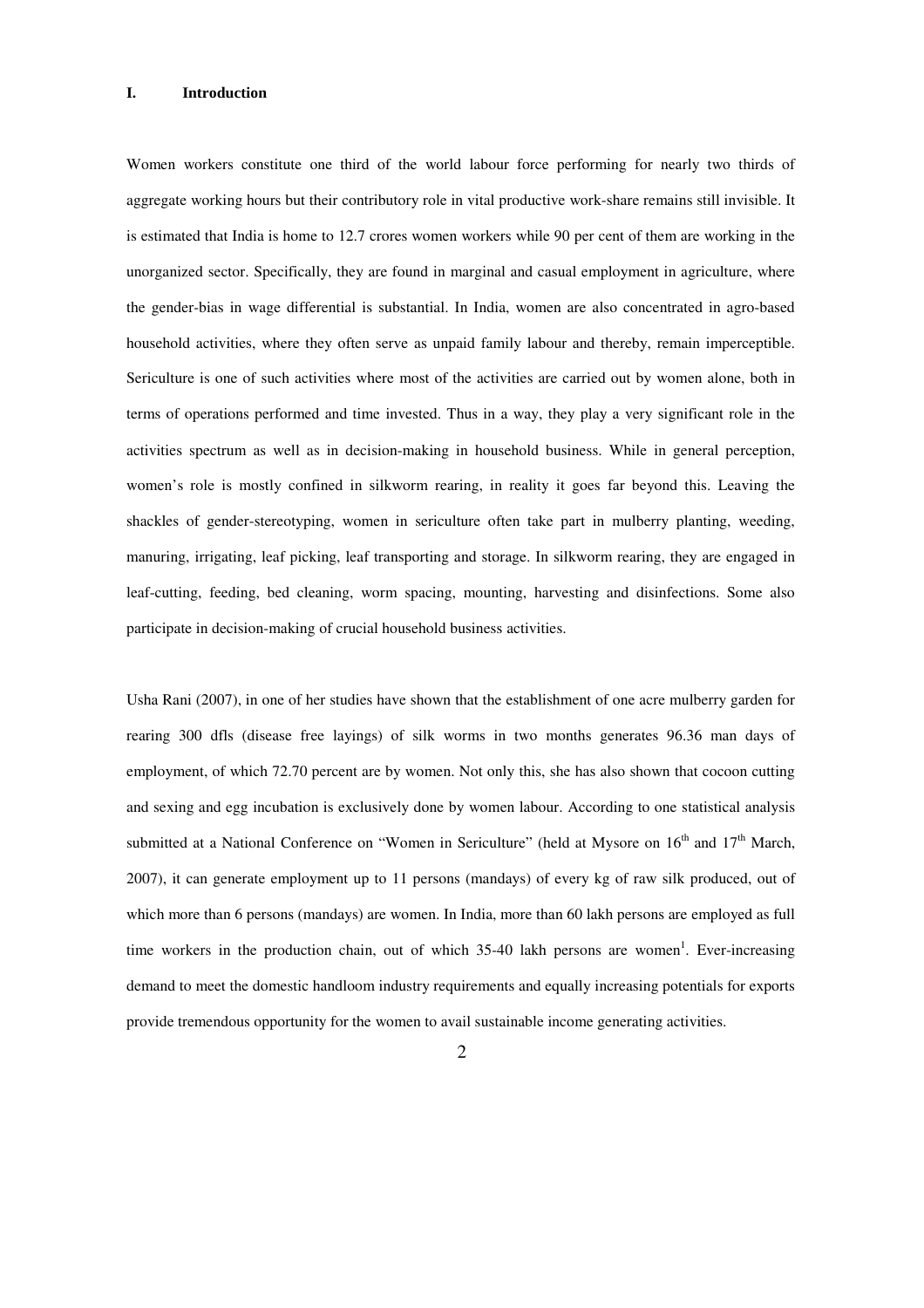## I. Introduction

Women workers constitute one third of the world labour force performing for nearly two thirds of aggregate working hours but their contributory role in vital productive work-share remains still invisible. It is estimated that India is home to 12.7 crores women workers while 90 per cent of them are working in the unorganized sector. Specifically, they are found in marginal and casual employment in agriculture, where the gender-bias in wage differential is substantial. In India, women are also concentrated in agro-based household activities, where they often serve as unpaid family labour and thereby, remain imperceptible. Sericulture is one of such activities where most of the activities are carried out by women alone, both in terms of operations performed and time invested. Thus in a way, they play a very significant role in the activities spectrum as well as in decision-making in household business. While in general perception, women's role is mostly confined in silkworm rearing, in reality it goes far beyond this. Leaving the shackles of gender-stereotyping, women in sericulture often take part in mulberry planting, weeding, manuring, irrigating, leaf picking, leaf transporting and storage. In silkworm rearing, they are engaged in leaf-cutting, feeding, bed cleaning, worm spacing, mounting, harvesting and disinfections. Some also participate in decision-making of crucial household business activities.

Usha Rani (2007), in one of her studies have shown that the establishment of one acre mulberry garden for rearing 300 dfls (disease free layings) of silk worms in two months generates 96.36 man days of employment, of which 72.70 percent are by women. Not only this, she has also shown that cocoon cutting and sexing and egg incubation is exclusively done by women labour. According to one statistical analysis submitted at a National Conference on "Women in Sericulture" (held at Mysore on 16th and 17th March, 2007), it can generate employment up to 11 persons (mandays) of every kg of raw silk produced, out of which more than 6 persons (mandays) are women. In India, more than 60 lakh persons are employed as full time workers in the production chain, out of which 35-40 lakh persons are women[1]. Ever-increasing demand to meet the domestic handloom industry requirements and equally increasing potentials for exports provide tremendous opportunity for the women to avail sustainable income generating activities.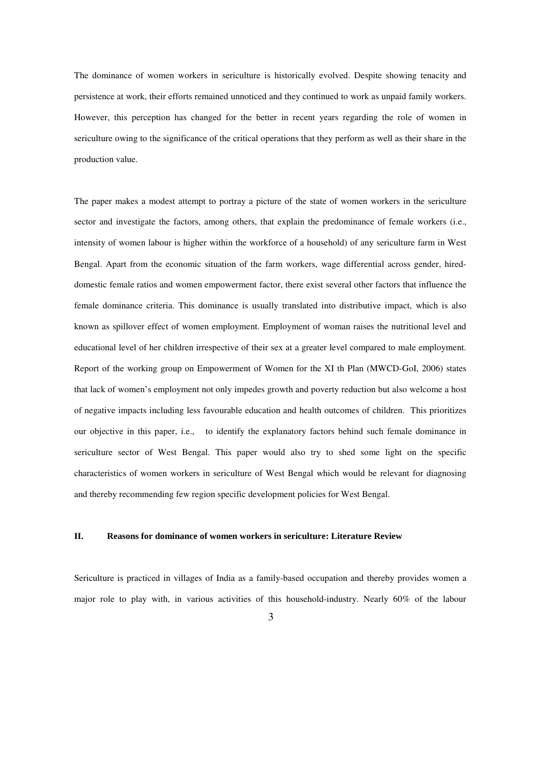The dominance of women workers in sericulture is historically evolved. Despite showing tenacity and persistence at work, their efforts remained unnoticed and they continued to work as unpaid family workers. However, this perception has changed for the better in recent years regarding the role of women in sericulture owing to the significance of the critical operations that they perform as well as their share in the production value.

The paper makes a modest attempt to portray a picture of the state of women workers in the sericulture sector and investigate the factors, among others, that explain the predominance of female workers (i.e., intensity of women labour is higher within the workforce of a household) of any sericulture farm in West Bengal. Apart from the economic situation of the farm workers, wage differential across gender, hired-domestic female ratios and women empowerment factor, there exist several other factors that influence the female dominance criteria. This dominance is usually translated into distributive impact, which is also known as spillover effect of women employment. Employment of woman raises the nutritional level and educational level of her children irrespective of their sex at a greater level compared to male employment. Report of the working group on Empowerment of Women for the XI th Plan (MWCD-GoI, 2006) states that lack of women's employment not only impedes growth and poverty reduction but also welcome a host of negative impacts including less favourable education and health outcomes of children. This prioritizes our objective in this paper, i.e., to identify the explanatory factors behind such female dominance in sericulture sector of West Bengal. This paper would also try to shed some light on the specific characteristics of women workers in sericulture of West Bengal which would be relevant for diagnosing and thereby recommending few region specific development policies for West Bengal.

## II. Reasons for dominance of women workers in sericulture: Literature Review

Sericulture is practiced in villages of India as a family-based occupation and thereby provides women a major role to play with, in various activities of this household-industry. Nearly 60% of the labour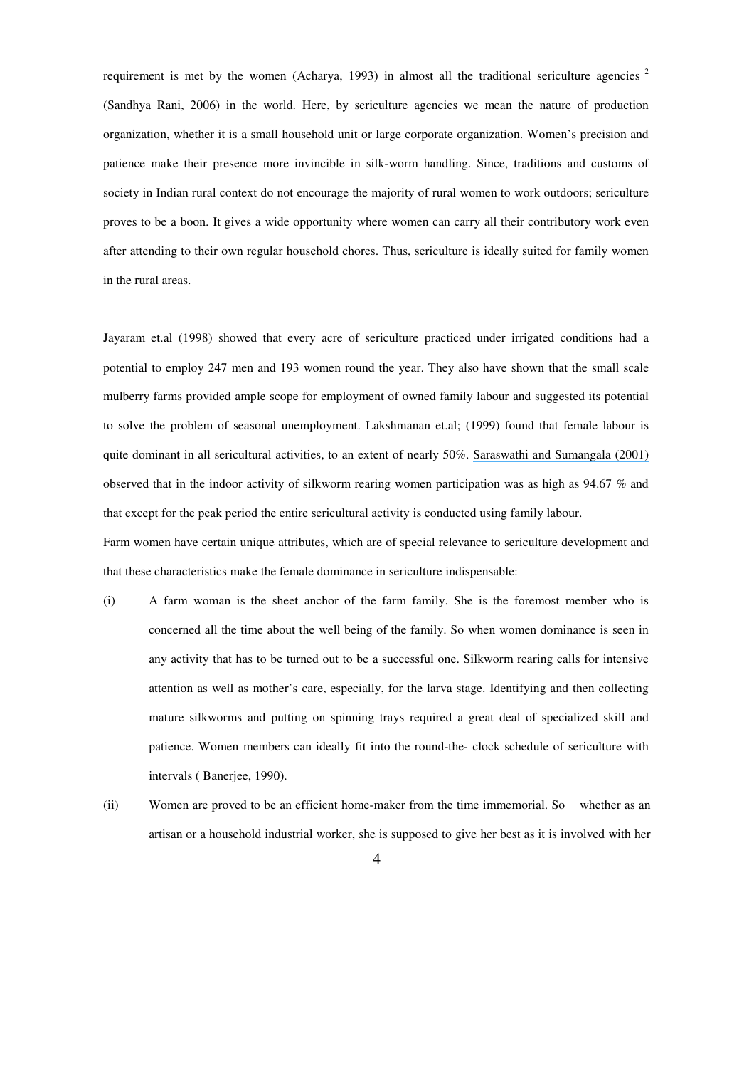requirement is met by the women (Acharya, 1993) in almost all the traditional sericulture agencies [2] (Sandhya Rani, 2006) in the world. Here, by sericulture agencies we mean the nature of production organization, whether it is a small household unit or large corporate organization. Women's precision and patience make their presence more invincible in silk-worm handling. Since, traditions and customs of society in Indian rural context do not encourage the majority of rural women to work outdoors; sericulture proves to be a boon. It gives a wide opportunity where women can carry all their contributory work even after attending to their own regular household chores. Thus, sericulture is ideally suited for family women in the rural areas.

Jayaram et.al (1998) showed that every acre of sericulture practiced under irrigated conditions had a potential to employ 247 men and 193 women round the year. They also have shown that the small scale mulberry farms provided ample scope for employment of owned family labour and suggested its potential to solve the problem of seasonal unemployment. Lakshmanan et.al; (1999) found that female labour is quite dominant in all sericultural activities, to an extent of nearly 50%. Saraswathi and Sumangala (2001) observed that in the indoor activity of silkworm rearing women participation was as high as 94.67 % and that except for the peak period the entire sericultural activity is conducted using family labour.

Farm women have certain unique attributes, which are of special relevance to sericulture development and that these characteristics make the female dominance in sericulture indispensable:

(i) A farm woman is the sheet anchor of the farm family. She is the foremost member who is concerned all the time about the well being of the family. So when women dominance is seen in any activity that has to be turned out to be a successful one. Silkworm rearing calls for intensive attention as well as mother's care, especially, for the larva stage. Identifying and then collecting mature silkworms and putting on spinning trays required a great deal of specialized skill and patience. Women members can ideally fit into the round-the- clock schedule of sericulture with intervals ( Banerjee, 1990).

(ii) Women are proved to be an efficient home-maker from the time immemorial. So whether as an artisan or a household industrial worker, she is supposed to give her best as it is involved with her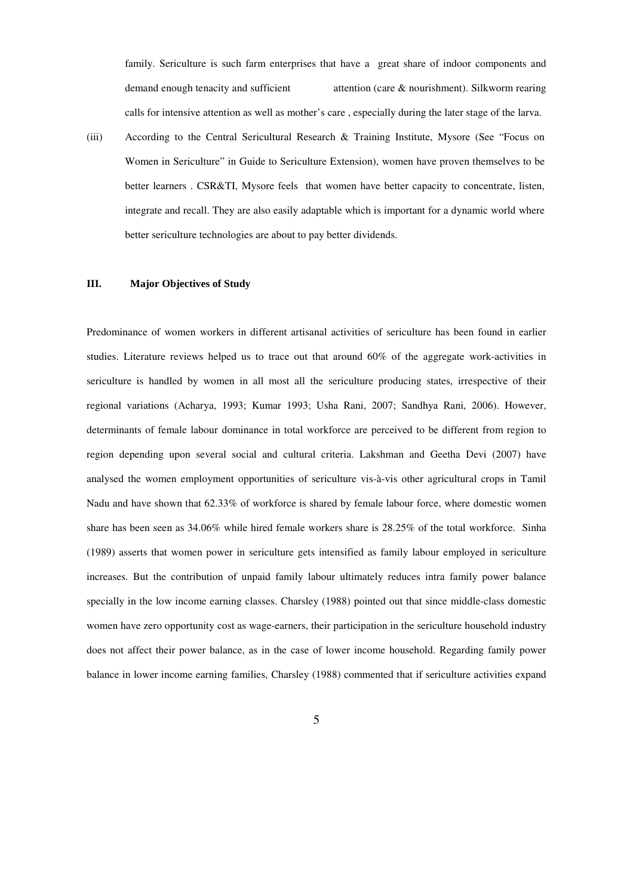family. Sericulture is such farm enterprises that have a great share of indoor components and demand enough tenacity and sufficient attention (care & nourishment). Silkworm rearing calls for intensive attention as well as mother's care , especially during the later stage of the larva.

(iii) According to the Central Sericultural Research & Training Institute, Mysore (See "Focus on Women in Sericulture" in Guide to Sericulture Extension), women have proven themselves to be better learners . CSR&TI, Mysore feels that women have better capacity to concentrate, listen, integrate and recall. They are also easily adaptable which is important for a dynamic world where better sericulture technologies are about to pay better dividends.

## III. Major Objectives of Study

Predominance of women workers in different artisanal activities of sericulture has been found in earlier studies. Literature reviews helped us to trace out that around 60% of the aggregate work-activities in sericulture is handled by women in all most all the sericulture producing states, irrespective of their regional variations (Acharya, 1993; Kumar 1993; Usha Rani, 2007; Sandhya Rani, 2006). However, determinants of female labour dominance in total workforce are perceived to be different from region to region depending upon several social and cultural criteria. Lakshman and Geetha Devi (2007) have analysed the women employment opportunities of sericulture vis-à-vis other agricultural crops in Tamil Nadu and have shown that 62.33% of workforce is shared by female labour force, where domestic women share has been seen as 34.06% while hired female workers share is 28.25% of the total workforce. Sinha (1989) asserts that women power in sericulture gets intensified as family labour employed in sericulture increases. But the contribution of unpaid family labour ultimately reduces intra family power balance specially in the low income earning classes. Charsley (1988) pointed out that since middle-class domestic women have zero opportunity cost as wage-earners, their participation in the sericulture household industry does not affect their power balance, as in the case of lower income household. Regarding family power balance in lower income earning families, Charsley (1988) commented that if sericulture activities expand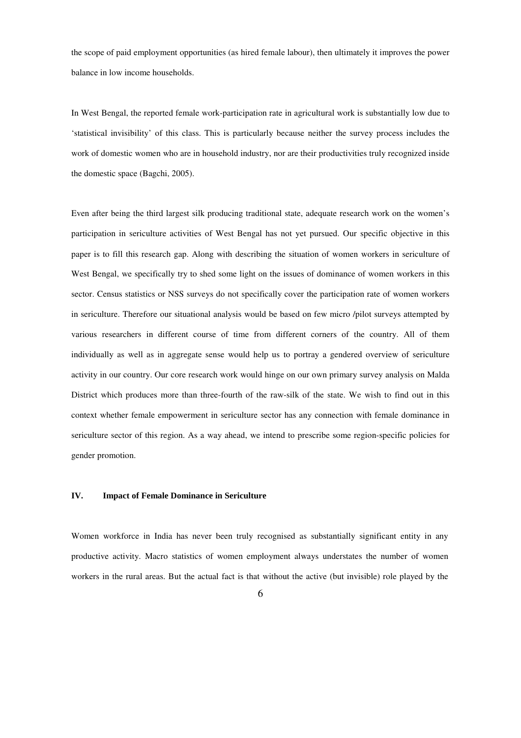the scope of paid employment opportunities (as hired female labour), then ultimately it improves the power balance in low income households.

In West Bengal, the reported female work-participation rate in agricultural work is substantially low due to 'statistical invisibility' of this class. This is particularly because neither the survey process includes the work of domestic women who are in household industry, nor are their productivities truly recognized inside the domestic space (Bagchi, 2005).

Even after being the third largest silk producing traditional state, adequate research work on the women's participation in sericulture activities of West Bengal has not yet pursued. Our specific objective in this paper is to fill this research gap. Along with describing the situation of women workers in sericulture of West Bengal, we specifically try to shed some light on the issues of dominance of women workers in this sector. Census statistics or NSS surveys do not specifically cover the participation rate of women workers in sericulture. Therefore our situational analysis would be based on few micro /pilot surveys attempted by various researchers in different course of time from different corners of the country. All of them individually as well as in aggregate sense would help us to portray a gendered overview of sericulture activity in our country. Our core research work would hinge on our own primary survey analysis on Malda District which produces more than three-fourth of the raw-silk of the state. We wish to find out in this context whether female empowerment in sericulture sector has any connection with female dominance in sericulture sector of this region. As a way ahead, we intend to prescribe some region-specific policies for gender promotion.

## IV. Impact of Female Dominance in Sericulture

Women workforce in India has never been truly recognised as substantially significant entity in any productive activity. Macro statistics of women employment always understates the number of women workers in the rural areas. But the actual fact is that without the active (but invisible) role played by the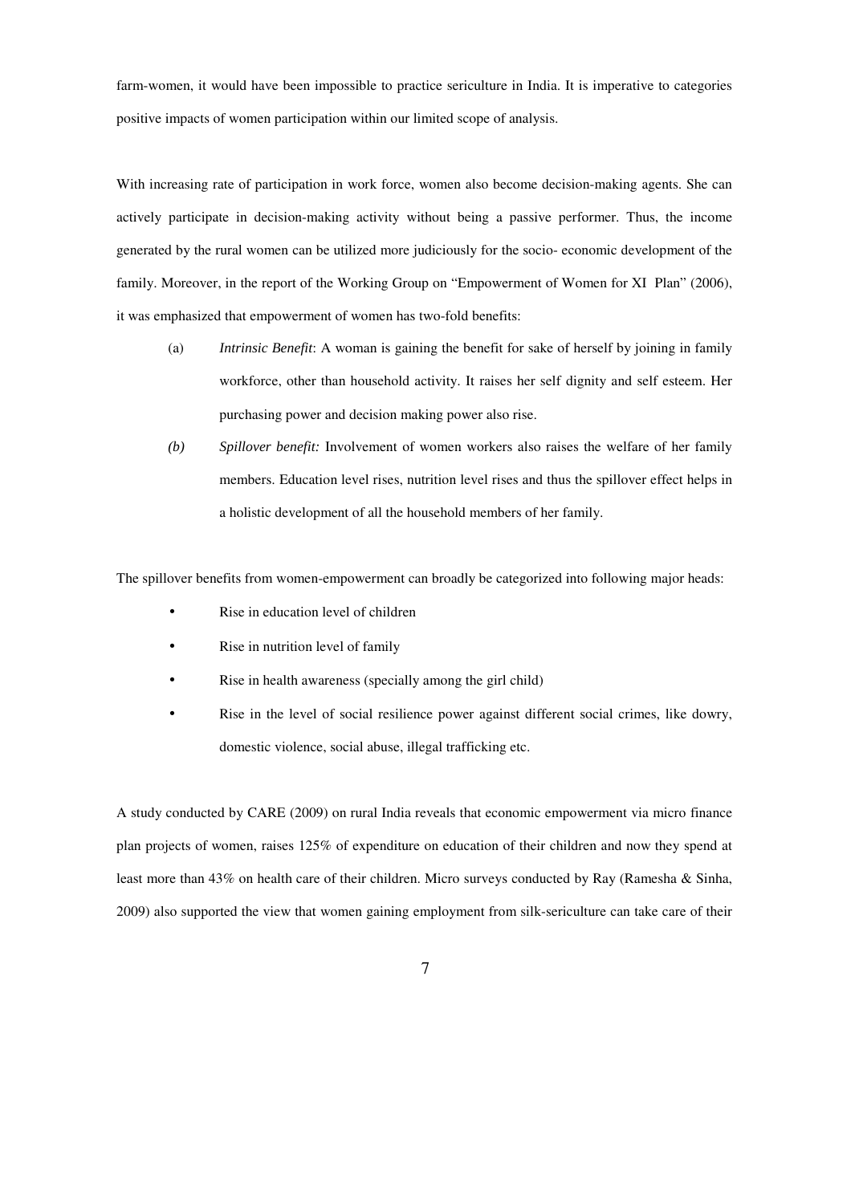farm-women, it would have been impossible to practice sericulture in India. It is imperative to categories positive impacts of women participation within our limited scope of analysis.

With increasing rate of participation in work force, women also become decision-making agents. She can actively participate in decision-making activity without being a passive performer. Thus, the income generated by the rural women can be utilized more judiciously for the socio- economic development of the family. Moreover, in the report of the Working Group on "Empowerment of Women for XI Plan" (2006), it was emphasized that empowerment of women has two-fold benefits:

(a) *Intrinsic Benefit*: A woman is gaining the benefit for sake of herself by joining in family workforce, other than household activity. It raises her self dignity and self esteem. Her purchasing power and decision making power also rise.

*(b) Spillover benefit:* Involvement of women workers also raises the welfare of her family members. Education level rises, nutrition level rises and thus the spillover effect helps in a holistic development of all the household members of her family.

The spillover benefits from women-empowerment can broadly be categorized into following major heads:

- Rise in education level of children
- Rise in nutrition level of family
- Rise in health awareness (specially among the girl child)
- Rise in the level of social resilience power against different social crimes, like dowry, domestic violence, social abuse, illegal trafficking etc.

A study conducted by CARE (2009) on rural India reveals that economic empowerment via micro finance plan projects of women, raises 125% of expenditure on education of their children and now they spend at least more than 43% on health care of their children. Micro surveys conducted by Ray (Ramesha & Sinha, 2009) also supported the view that women gaining employment from silk-sericulture can take care of their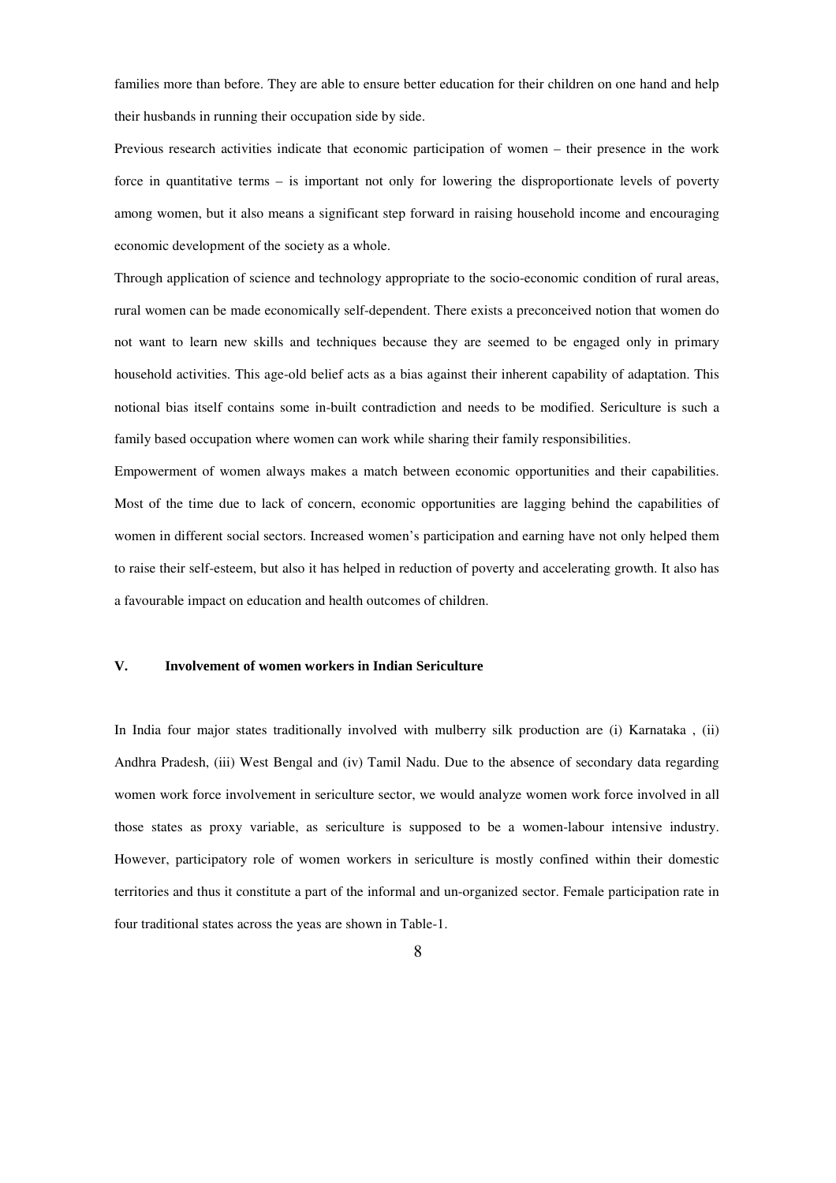families more than before. They are able to ensure better education for their children on one hand and help their husbands in running their occupation side by side.

Previous research activities indicate that economic participation of women – their presence in the work force in quantitative terms – is important not only for lowering the disproportionate levels of poverty among women, but it also means a significant step forward in raising household income and encouraging economic development of the society as a whole.

Through application of science and technology appropriate to the socio-economic condition of rural areas, rural women can be made economically self-dependent. There exists a preconceived notion that women do not want to learn new skills and techniques because they are seemed to be engaged only in primary household activities. This age-old belief acts as a bias against their inherent capability of adaptation. This notional bias itself contains some in-built contradiction and needs to be modified. Sericulture is such a family based occupation where women can work while sharing their family responsibilities.

Empowerment of women always makes a match between economic opportunities and their capabilities. Most of the time due to lack of concern, economic opportunities are lagging behind the capabilities of women in different social sectors. Increased women's participation and earning have not only helped them to raise their self-esteem, but also it has helped in reduction of poverty and accelerating growth. It also has a favourable impact on education and health outcomes of children.

## V. Involvement of women workers in Indian Sericulture

In India four major states traditionally involved with mulberry silk production are (i) Karnataka , (ii) Andhra Pradesh, (iii) West Bengal and (iv) Tamil Nadu. Due to the absence of secondary data regarding women work force involvement in sericulture sector, we would analyze women work force involved in all those states as proxy variable, as sericulture is supposed to be a women-labour intensive industry. However, participatory role of women workers in sericulture is mostly confined within their domestic territories and thus it constitute a part of the informal and un-organized sector. Female participation rate in four traditional states across the yeas are shown in Table-1.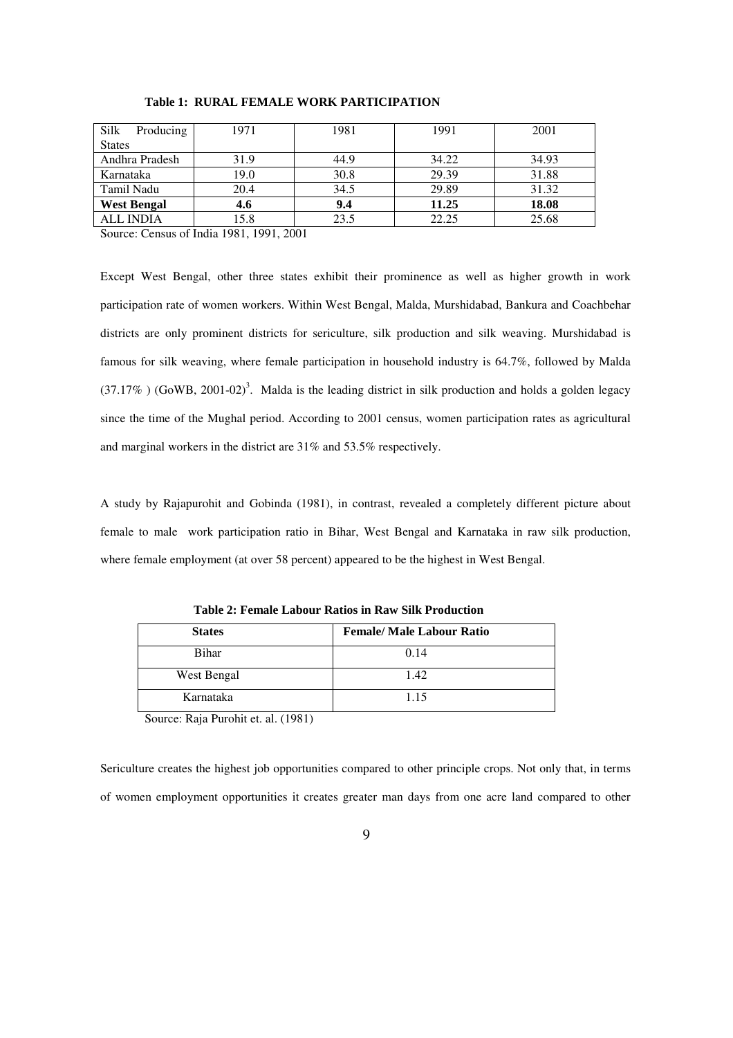**Table 1: RURAL FEMALE WORK PARTICIPATION**

| Silk Producing States | 1971 | 1981 | 1991 | 2001 |
|---|---|---|---|---|
| Andhra Pradesh | 31.9 | 44.9 | 34.22 | 34.93 |
| Karnataka | 19.0 | 30.8 | 29.39 | 31.88 |
| Tamil Nadu | 20.4 | 34.5 | 29.89 | 31.32 |
| **West Bengal** | **4.6** | **9.4** | **11.25** | **18.08** |
| ALL INDIA | 15.8 | 23.5 | 22.25 | 25.68 |

Source: Census of India 1981, 1991, 2001

Except West Bengal, other three states exhibit their prominence as well as higher growth in work participation rate of women workers. Within West Bengal, Malda, Murshidabad, Bankura and Coachbehar districts are only prominent districts for sericulture, silk production and silk weaving. Murshidabad is famous for silk weaving, where female participation in household industry is 64.7%, followed by Malda (37.17% ) (GoWB, 2001-02)[3]. Malda is the leading district in silk production and holds a golden legacy since the time of the Mughal period. According to 2001 census, women participation rates as agricultural and marginal workers in the district are 31% and 53.5% respectively.

A study by Rajapurohit and Gobinda (1981), in contrast, revealed a completely different picture about female to male work participation ratio in Bihar, West Bengal and Karnataka in raw silk production, where female employment (at over 58 percent) appeared to be the highest in West Bengal.

**Table 2: Female Labour Ratios in Raw Silk Production**

| States | Female/ Male Labour Ratio |
|---|---|
| Bihar | 0.14 |
| West Bengal | 1.42 |
| Karnataka | 1.15 |

Source: Raja Purohit et. al. (1981)

Sericulture creates the highest job opportunities compared to other principle crops. Not only that, in terms of women employment opportunities it creates greater man days from one acre land compared to other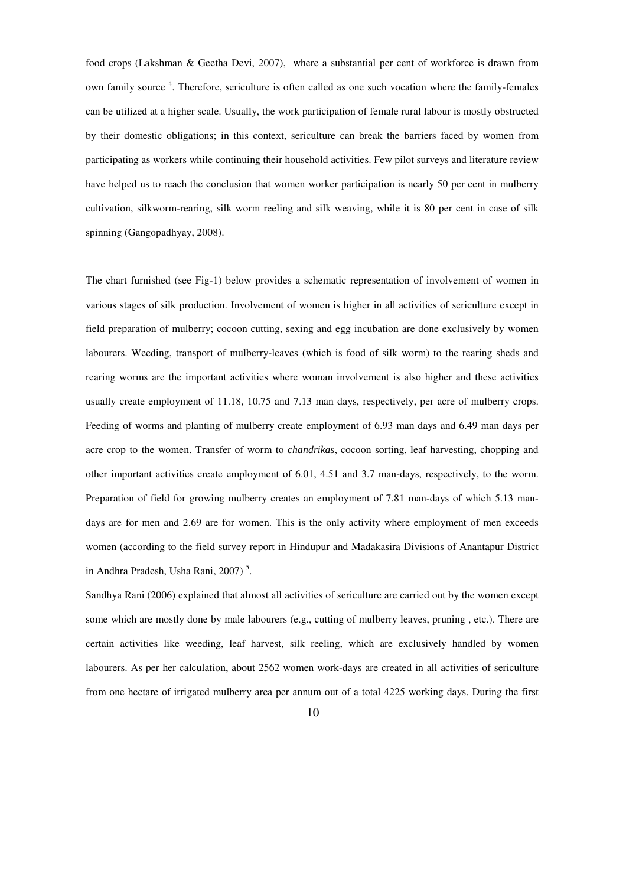food crops (Lakshman & Geetha Devi, 2007), where a substantial per cent of workforce is drawn from own family source [4]. Therefore, sericulture is often called as one such vocation where the family-females can be utilized at a higher scale. Usually, the work participation of female rural labour is mostly obstructed by their domestic obligations; in this context, sericulture can break the barriers faced by women from participating as workers while continuing their household activities. Few pilot surveys and literature review have helped us to reach the conclusion that women worker participation is nearly 50 per cent in mulberry cultivation, silkworm-rearing, silk worm reeling and silk weaving, while it is 80 per cent in case of silk spinning (Gangopadhyay, 2008).

The chart furnished (see Fig-1) below provides a schematic representation of involvement of women in various stages of silk production. Involvement of women is higher in all activities of sericulture except in field preparation of mulberry; cocoon cutting, sexing and egg incubation are done exclusively by women labourers. Weeding, transport of mulberry-leaves (which is food of silk worm) to the rearing sheds and rearing worms are the important activities where woman involvement is also higher and these activities usually create employment of 11.18, 10.75 and 7.13 man days, respectively, per acre of mulberry crops. Feeding of worms and planting of mulberry create employment of 6.93 man days and 6.49 man days per acre crop to the women. Transfer of worm to *chandrikas*, cocoon sorting, leaf harvesting, chopping and other important activities create employment of 6.01, 4.51 and 3.7 man-days, respectively, to the worm. Preparation of field for growing mulberry creates an employment of 7.81 man-days of which 5.13 man-days are for men and 2.69 are for women. This is the only activity where employment of men exceeds women (according to the field survey report in Hindupur and Madakasira Divisions of Anantapur District in Andhra Pradesh, Usha Rani, 2007) [5].

Sandhya Rani (2006) explained that almost all activities of sericulture are carried out by the women except some which are mostly done by male labourers (e.g., cutting of mulberry leaves, pruning , etc.). There are certain activities like weeding, leaf harvest, silk reeling, which are exclusively handled by women labourers. As per her calculation, about 2562 women work-days are created in all activities of sericulture from one hectare of irrigated mulberry area per annum out of a total 4225 working days. During the first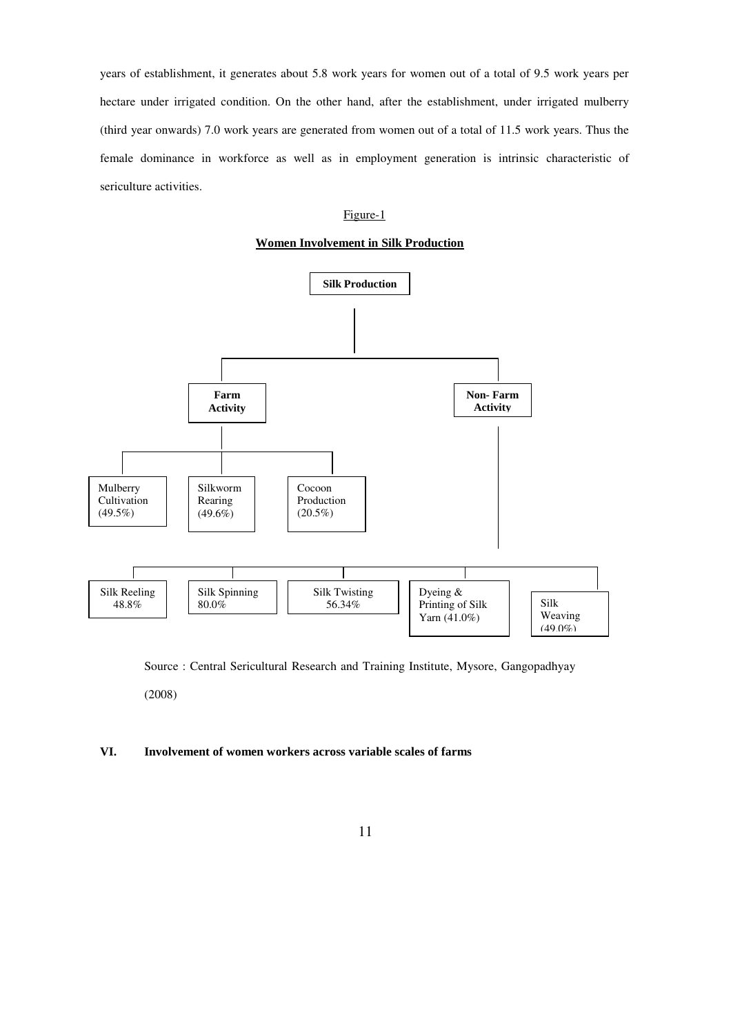years of establishment, it generates about 5.8 work years for women out of a total of 9.5 work years per hectare under irrigated condition. On the other hand, after the establishment, under irrigated mulberry (third year onwards) 7.0 work years are generated from women out of a total of 11.5 work years. Thus the female dominance in workforce as well as in employment generation is intrinsic characteristic of sericulture activities.

Figure-1

**Women Involvement in Silk Production**

**Silk Production**

- **Farm Activity**
  - Mulberry Cultivation (49.5%)
  - Silkworm Rearing (49.6%)
  - Cocoon Production (20.5%)
- **Non- Farm Activity**
  - Silk Reeling 48.8%
  - Silk Spinning 80.0%
  - Silk Twisting 56.34%
  - Dyeing & Printing of Silk Yarn (41.0%)
  - Silk Weaving (49.0%)

Source : Central Sericultural Research and Training Institute, Mysore, Gangopadhyay (2008)

## VI. Involvement of women workers across variable scales of farms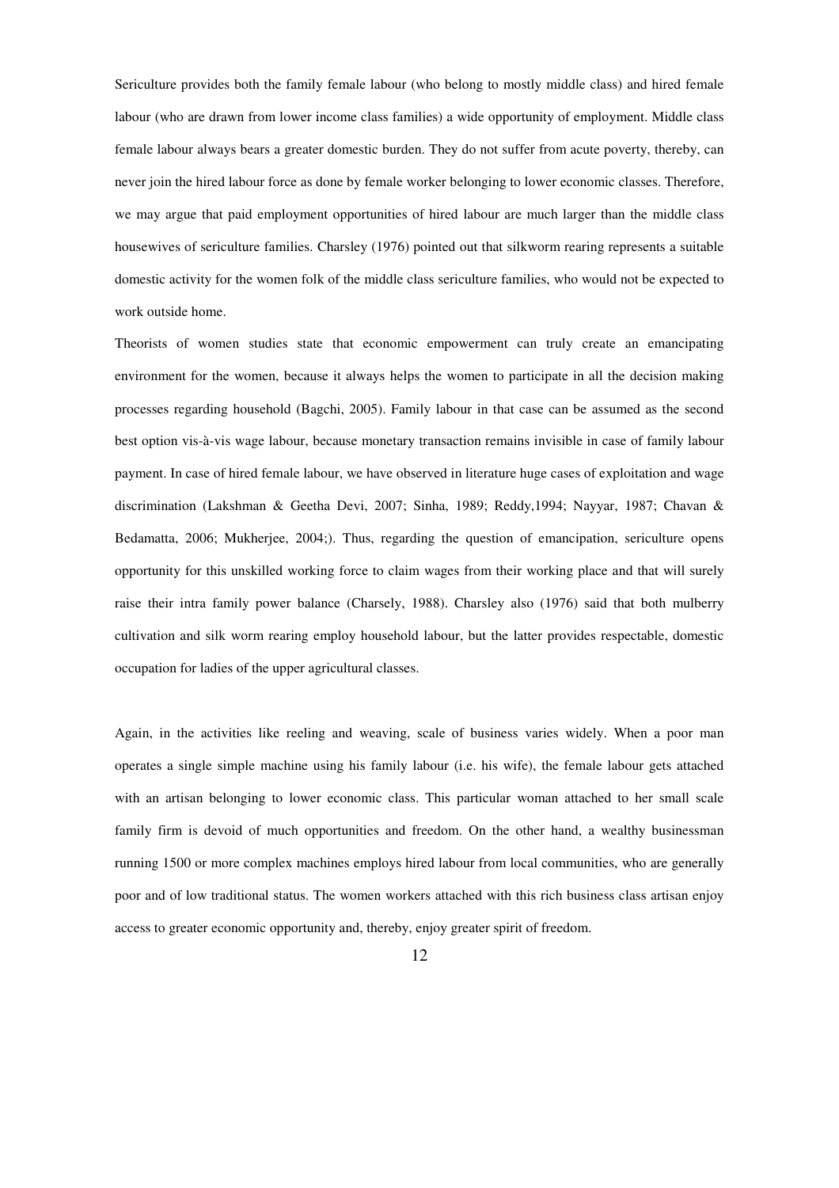Sericulture provides both the family female labour (who belong to mostly middle class) and hired female labour (who are drawn from lower income class families) a wide opportunity of employment. Middle class female labour always bears a greater domestic burden. They do not suffer from acute poverty, thereby, can never join the hired labour force as done by female worker belonging to lower economic classes. Therefore, we may argue that paid employment opportunities of hired labour are much larger than the middle class housewives of sericulture families. Charsley (1976) pointed out that silkworm rearing represents a suitable domestic activity for the women folk of the middle class sericulture families, who would not be expected to work outside home.

Theorists of women studies state that economic empowerment can truly create an emancipating environment for the women, because it always helps the women to participate in all the decision making processes regarding household (Bagchi, 2005). Family labour in that case can be assumed as the second best option vis-à-vis wage labour, because monetary transaction remains invisible in case of family labour payment. In case of hired female labour, we have observed in literature huge cases of exploitation and wage discrimination (Lakshman & Geetha Devi, 2007; Sinha, 1989; Reddy,1994; Nayyar, 1987; Chavan & Bedamatta, 2006; Mukherjee, 2004;). Thus, regarding the question of emancipation, sericulture opens opportunity for this unskilled working force to claim wages from their working place and that will surely raise their intra family power balance (Charsely, 1988). Charsley also (1976) said that both mulberry cultivation and silk worm rearing employ household labour, but the latter provides respectable, domestic occupation for ladies of the upper agricultural classes.

Again, in the activities like reeling and weaving, scale of business varies widely. When a poor man operates a single simple machine using his family labour (i.e. his wife), the female labour gets attached with an artisan belonging to lower economic class. This particular woman attached to her small scale family firm is devoid of much opportunities and freedom. On the other hand, a wealthy businessman running 1500 or more complex machines employs hired labour from local communities, who are generally poor and of low traditional status. The women workers attached with this rich business class artisan enjoy access to greater economic opportunity and, thereby, enjoy greater spirit of freedom.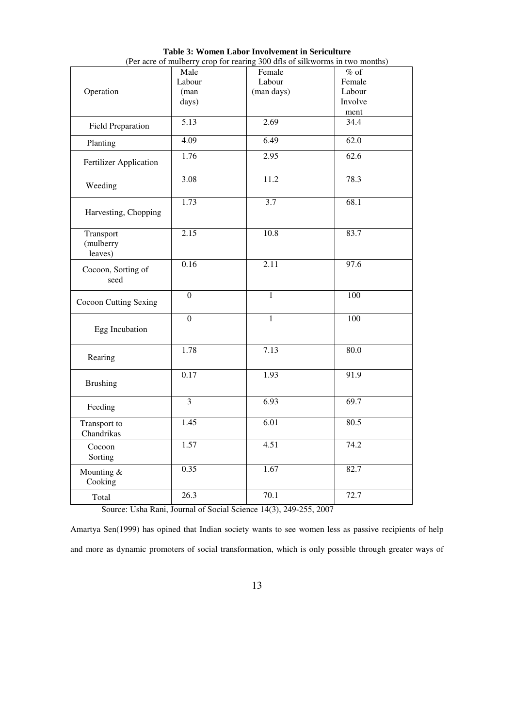**Table 3: Women Labor Involvement in Sericulture**

(Per acre of mulberry crop for rearing 300 dfls of silkworms in two months)

| Operation | Male Labour (man days) | Female Labour (man days) | % of Female Labour Involvement |
|---|---|---|---|
| Field Preparation | 5.13 | 2.69 | 34.4 |
| Planting | 4.09 | 6.49 | 62.0 |
| Fertilizer Application | 1.76 | 2.95 | 62.6 |
| Weeding | 3.08 | 11.2 | 78.3 |
| Harvesting, Chopping | 1.73 | 3.7 | 68.1 |
| Transport (mulberry leaves) | 2.15 | 10.8 | 83.7 |
| Cocoon, Sorting of seed | 0.16 | 2.11 | 97.6 |
| Cocoon Cutting Sexing | 0 | 1 | 100 |
| Egg Incubation | 0 | 1 | 100 |
| Rearing | 1.78 | 7.13 | 80.0 |
| Brushing | 0.17 | 1.93 | 91.9 |
| Feeding | 3 | 6.93 | 69.7 |
| Transport to Chandrikas | 1.45 | 6.01 | 80.5 |
| Cocoon Sorting | 1.57 | 4.51 | 74.2 |
| Mounting & Cooking | 0.35 | 1.67 | 82.7 |
| Total | 26.3 | 70.1 | 72.7 |

Source: Usha Rani, Journal of Social Science 14(3), 249-255, 2007

Amartya Sen(1999) has opined that Indian society wants to see women less as passive recipients of help and more as dynamic promoters of social transformation, which is only possible through greater ways of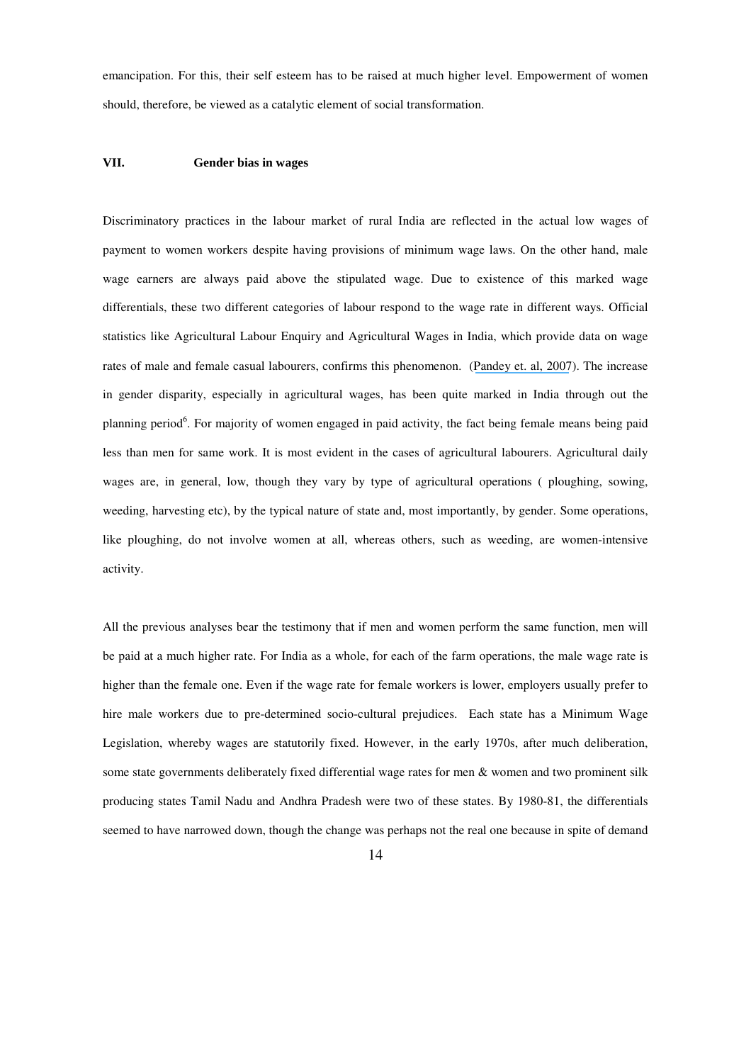emancipation. For this, their self esteem has to be raised at much higher level. Empowerment of women should, therefore, be viewed as a catalytic element of social transformation.

## VII. Gender bias in wages

Discriminatory practices in the labour market of rural India are reflected in the actual low wages of payment to women workers despite having provisions of minimum wage laws. On the other hand, male wage earners are always paid above the stipulated wage. Due to existence of this marked wage differentials, these two different categories of labour respond to the wage rate in different ways. Official statistics like Agricultural Labour Enquiry and Agricultural Wages in India, which provide data on wage rates of male and female casual labourers, confirms this phenomenon. (Pandey et. al, 2007). The increase in gender disparity, especially in agricultural wages, has been quite marked in India through out the planning period[6]. For majority of women engaged in paid activity, the fact being female means being paid less than men for same work. It is most evident in the cases of agricultural labourers. Agricultural daily wages are, in general, low, though they vary by type of agricultural operations ( ploughing, sowing, weeding, harvesting etc), by the typical nature of state and, most importantly, by gender. Some operations, like ploughing, do not involve women at all, whereas others, such as weeding, are women-intensive activity.

All the previous analyses bear the testimony that if men and women perform the same function, men will be paid at a much higher rate. For India as a whole, for each of the farm operations, the male wage rate is higher than the female one. Even if the wage rate for female workers is lower, employers usually prefer to hire male workers due to pre-determined socio-cultural prejudices. Each state has a Minimum Wage Legislation, whereby wages are statutorily fixed. However, in the early 1970s, after much deliberation, some state governments deliberately fixed differential wage rates for men & women and two prominent silk producing states Tamil Nadu and Andhra Pradesh were two of these states. By 1980-81, the differentials seemed to have narrowed down, though the change was perhaps not the real one because in spite of demand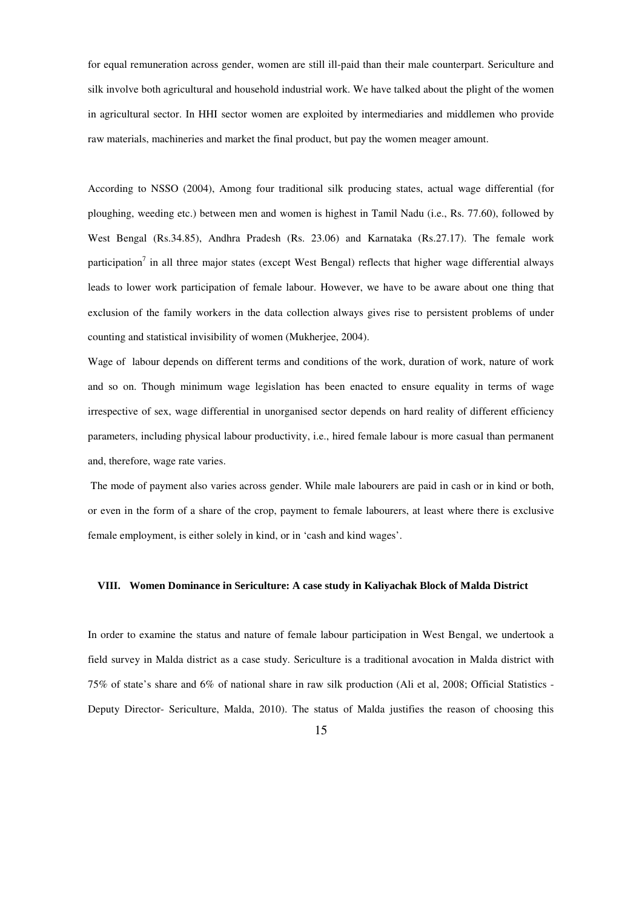for equal remuneration across gender, women are still ill-paid than their male counterpart. Sericulture and silk involve both agricultural and household industrial work. We have talked about the plight of the women in agricultural sector. In HHI sector women are exploited by intermediaries and middlemen who provide raw materials, machineries and market the final product, but pay the women meager amount.

According to NSSO (2004), Among four traditional silk producing states, actual wage differential (for ploughing, weeding etc.) between men and women is highest in Tamil Nadu (i.e., Rs. 77.60), followed by West Bengal (Rs.34.85), Andhra Pradesh (Rs. 23.06) and Karnataka (Rs.27.17). The female work participation[7] in all three major states (except West Bengal) reflects that higher wage differential always leads to lower work participation of female labour. However, we have to be aware about one thing that exclusion of the family workers in the data collection always gives rise to persistent problems of under counting and statistical invisibility of women (Mukherjee, 2004).

Wage of labour depends on different terms and conditions of the work, duration of work, nature of work and so on. Though minimum wage legislation has been enacted to ensure equality in terms of wage irrespective of sex, wage differential in unorganised sector depends on hard reality of different efficiency parameters, including physical labour productivity, i.e., hired female labour is more casual than permanent and, therefore, wage rate varies.

The mode of payment also varies across gender. While male labourers are paid in cash or in kind or both, or even in the form of a share of the crop, payment to female labourers, at least where there is exclusive female employment, is either solely in kind, or in 'cash and kind wages'.

## VIII. Women Dominance in Sericulture: A case study in Kaliyachak Block of Malda District

In order to examine the status and nature of female labour participation in West Bengal, we undertook a field survey in Malda district as a case study. Sericulture is a traditional avocation in Malda district with 75% of state's share and 6% of national share in raw silk production (Ali et al, 2008; Official Statistics - Deputy Director- Sericulture, Malda, 2010). The status of Malda justifies the reason of choosing this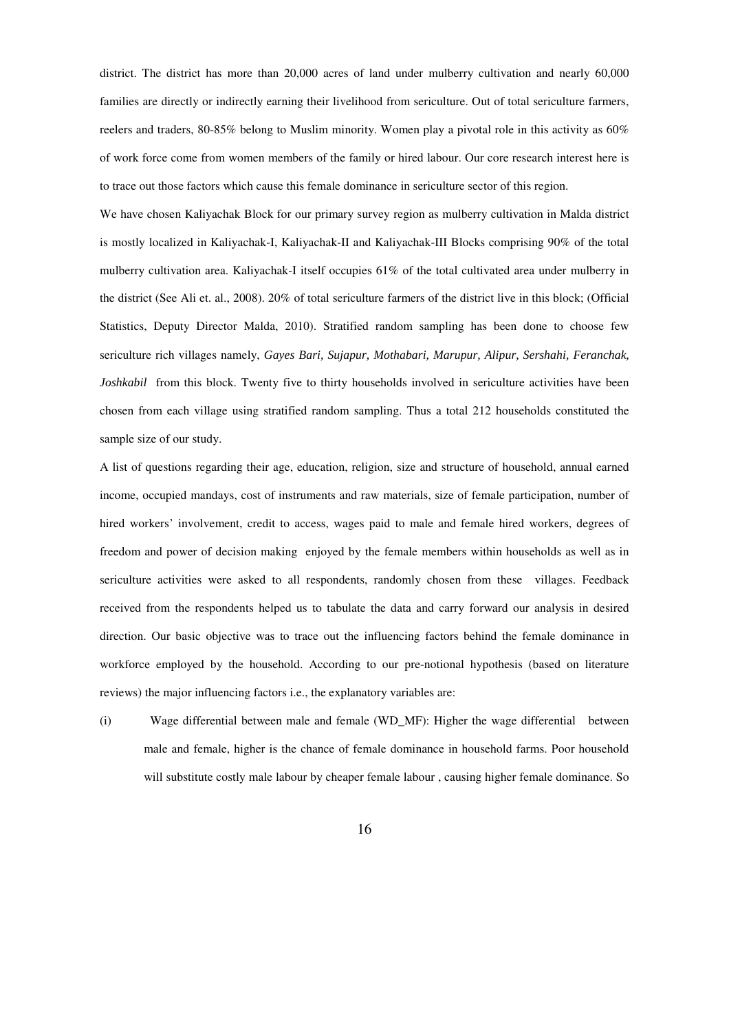district. The district has more than 20,000 acres of land under mulberry cultivation and nearly 60,000 families are directly or indirectly earning their livelihood from sericulture. Out of total sericulture farmers, reelers and traders, 80-85% belong to Muslim minority. Women play a pivotal role in this activity as 60% of work force come from women members of the family or hired labour. Our core research interest here is to trace out those factors which cause this female dominance in sericulture sector of this region.

We have chosen Kaliyachak Block for our primary survey region as mulberry cultivation in Malda district is mostly localized in Kaliyachak-I, Kaliyachak-II and Kaliyachak-III Blocks comprising 90% of the total mulberry cultivation area. Kaliyachak-I itself occupies 61% of the total cultivated area under mulberry in the district (See Ali et. al., 2008). 20% of total sericulture farmers of the district live in this block; (Official Statistics, Deputy Director Malda, 2010). Stratified random sampling has been done to choose few sericulture rich villages namely, *Gayes Bari, Sujapur, Mothabari, Marupur, Alipur, Sershahi, Feranchak, Joshkabil* from this block. Twenty five to thirty households involved in sericulture activities have been chosen from each village using stratified random sampling. Thus a total 212 households constituted the sample size of our study.

A list of questions regarding their age, education, religion, size and structure of household, annual earned income, occupied mandays, cost of instruments and raw materials, size of female participation, number of hired workers' involvement, credit to access, wages paid to male and female hired workers, degrees of freedom and power of decision making enjoyed by the female members within households as well as in sericulture activities were asked to all respondents, randomly chosen from these villages. Feedback received from the respondents helped us to tabulate the data and carry forward our analysis in desired direction. Our basic objective was to trace out the influencing factors behind the female dominance in workforce employed by the household. According to our pre-notional hypothesis (based on literature reviews) the major influencing factors i.e., the explanatory variables are:

(i) Wage differential between male and female (WD_MF): Higher the wage differential between male and female, higher is the chance of female dominance in household farms. Poor household will substitute costly male labour by cheaper female labour , causing higher female dominance. So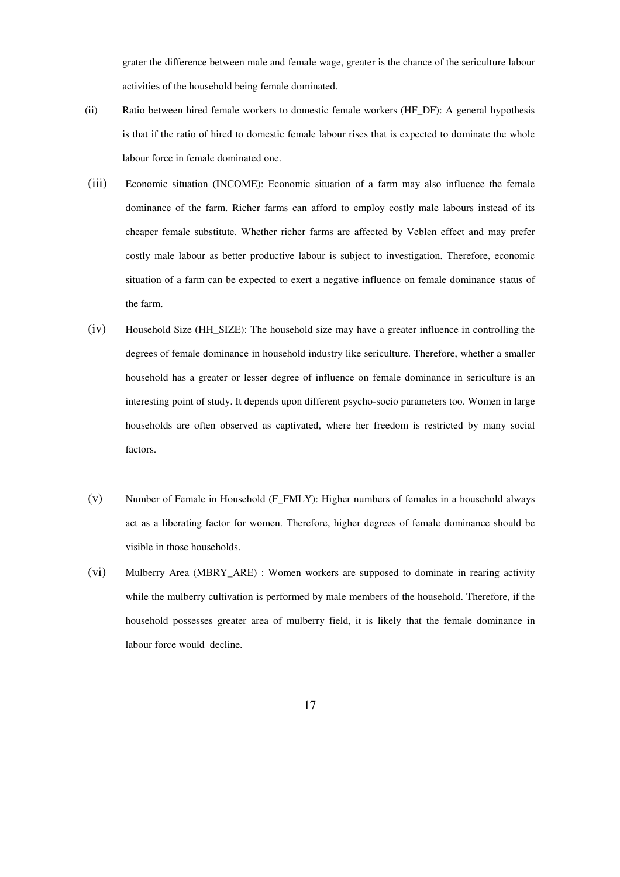grater the difference between male and female wage, greater is the chance of the sericulture labour activities of the household being female dominated.

(ii) Ratio between hired female workers to domestic female workers (HF_DF): A general hypothesis is that if the ratio of hired to domestic female labour rises that is expected to dominate the whole labour force in female dominated one.

(iii) Economic situation (INCOME): Economic situation of a farm may also influence the female dominance of the farm. Richer farms can afford to employ costly male labours instead of its cheaper female substitute. Whether richer farms are affected by Veblen effect and may prefer costly male labour as better productive labour is subject to investigation. Therefore, economic situation of a farm can be expected to exert a negative influence on female dominance status of the farm.

(iv) Household Size (HH_SIZE): The household size may have a greater influence in controlling the degrees of female dominance in household industry like sericulture. Therefore, whether a smaller household has a greater or lesser degree of influence on female dominance in sericulture is an interesting point of study. It depends upon different psycho-socio parameters too. Women in large households are often observed as captivated, where her freedom is restricted by many social factors.

(v) Number of Female in Household (F_FMLY): Higher numbers of females in a household always act as a liberating factor for women. Therefore, higher degrees of female dominance should be visible in those households.

(vi) Mulberry Area (MBRY_ARE) : Women workers are supposed to dominate in rearing activity while the mulberry cultivation is performed by male members of the household. Therefore, if the household possesses greater area of mulberry field, it is likely that the female dominance in labour force would decline.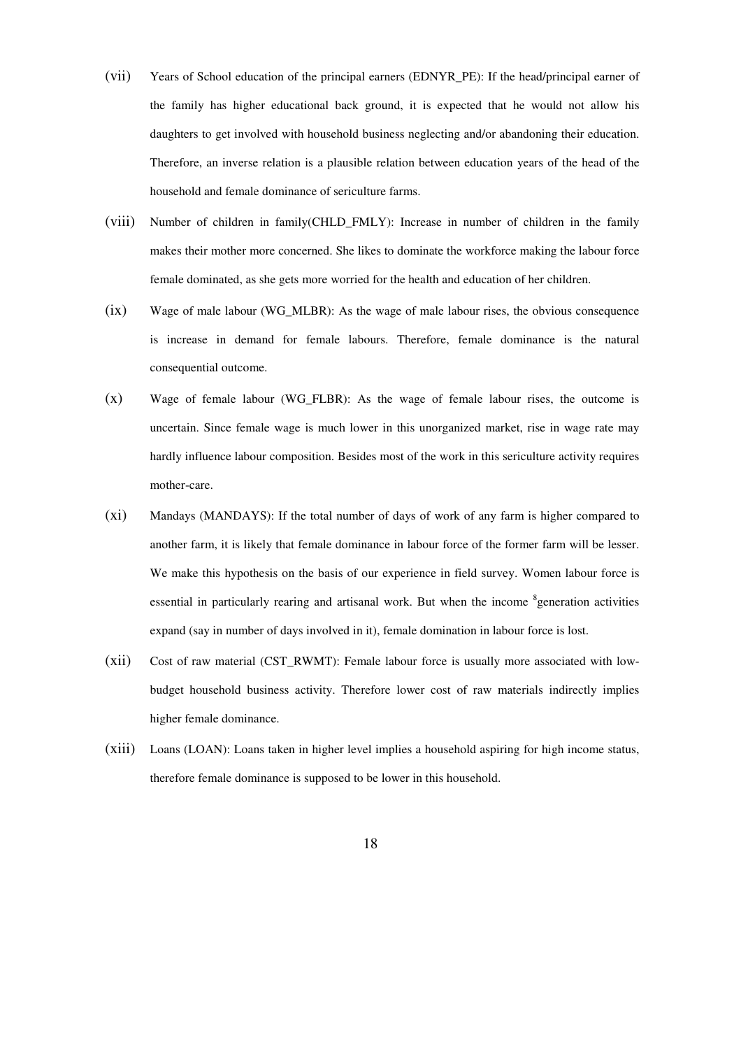(vii) Years of School education of the principal earners (EDNYR_PE): If the head/principal earner of the family has higher educational back ground, it is expected that he would not allow his daughters to get involved with household business neglecting and/or abandoning their education. Therefore, an inverse relation is a plausible relation between education years of the head of the household and female dominance of sericulture farms.

(viii) Number of children in family(CHLD_FMLY): Increase in number of children in the family makes their mother more concerned. She likes to dominate the workforce making the labour force female dominated, as she gets more worried for the health and education of her children.

(ix) Wage of male labour (WG_MLBR): As the wage of male labour rises, the obvious consequence is increase in demand for female labours. Therefore, female dominance is the natural consequential outcome.

(x) Wage of female labour (WG_FLBR): As the wage of female labour rises, the outcome is uncertain. Since female wage is much lower in this unorganized market, rise in wage rate may hardly influence labour composition. Besides most of the work in this sericulture activity requires mother-care.

(xi) Mandays (MANDAYS): If the total number of days of work of any farm is higher compared to another farm, it is likely that female dominance in labour force of the former farm will be lesser. We make this hypothesis on the basis of our experience in field survey. Women labour force is essential in particularly rearing and artisanal work. But when the income [8]generation activities expand (say in number of days involved in it), female domination in labour force is lost.

(xii) Cost of raw material (CST_RWMT): Female labour force is usually more associated with low-budget household business activity. Therefore lower cost of raw materials indirectly implies higher female dominance.

(xiii) Loans (LOAN): Loans taken in higher level implies a household aspiring for high income status, therefore female dominance is supposed to be lower in this household.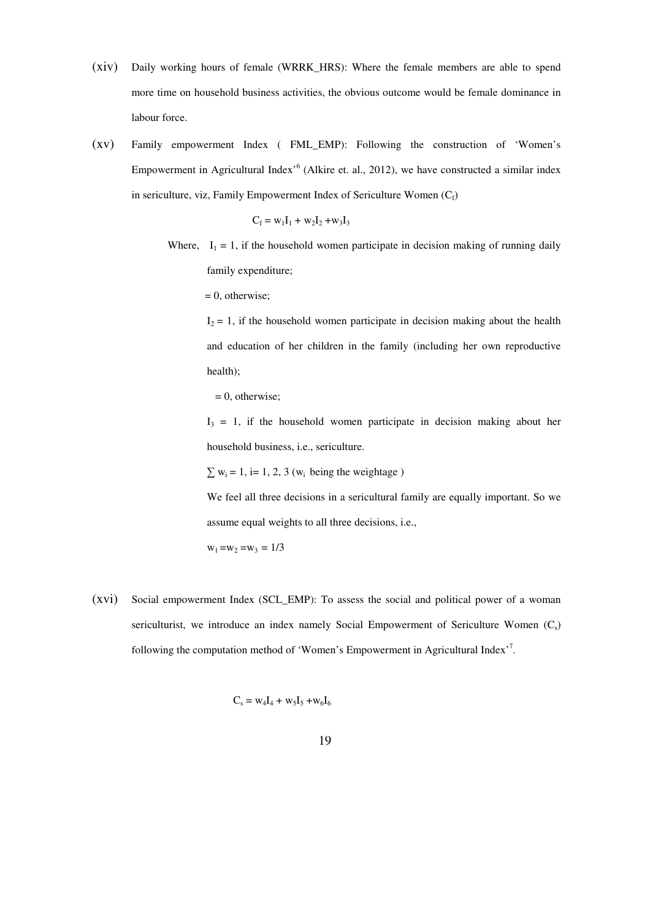(xiv) Daily working hours of female (WRRK_HRS): Where the female members are able to spend more time on household business activities, the obvious outcome would be female dominance in labour force.

(xv) Family empowerment Index ( FML_EMP): Following the construction of 'Women's Empowerment in Agricultural Index'[6] (Alkire et. al., 2012), we have constructed a similar index in sericulture, viz, Family Empowerment Index of Sericulture Women ($C_f$)

$$C_f = w_1I_1 + w_2I_2 + w_3I_3$$

Where, $I_1 = 1$, if the household women participate in decision making of running daily family expenditure;

$= 0$, otherwise;

$I_2 = 1$, if the household women participate in decision making about the health and education of her children in the family (including her own reproductive health);

$= 0$, otherwise;

$I_3 = 1$, if the household women participate in decision making about her household business, i.e., sericulture.

$\sum w_i = 1$, i= 1, 2, 3 ($w_i$ being the weightage )

We feel all three decisions in a sericultural family are equally important. So we assume equal weights to all three decisions, i.e.,

$w_1 = w_2 = w_3 = 1/3$

(xvi) Social empowerment Index (SCL_EMP): To assess the social and political power of a woman sericulturist, we introduce an index namely Social Empowerment of Sericulture Women ($C_s$) following the computation method of 'Women's Empowerment in Agricultural Index'[7].

$$C_s = w_4I_4 + w_5I_5 + w_6I_6$$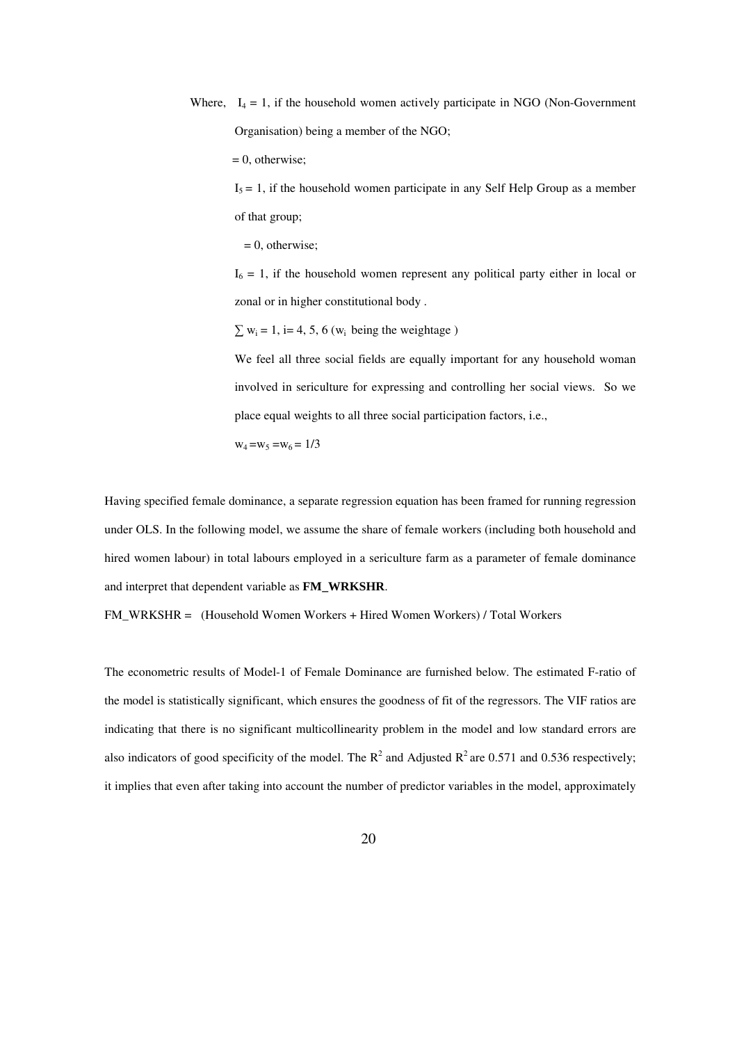Where, $I_4 = 1$, if the household women actively participate in NGO (Non-Government Organisation) being a member of the NGO;

= 0, otherwise;

$I_5 = 1$, if the household women participate in any Self Help Group as a member of that group;

= 0, otherwise;

$I_6 = 1$, if the household women represent any political party either in local or zonal or in higher constitutional body .

$\sum w_i = 1$, i= 4, 5, 6 ($w_i$ being the weightage )

We feel all three social fields are equally important for any household woman involved in sericulture for expressing and controlling her social views. So we place equal weights to all three social participation factors, i.e.,

$w_4 = w_5 = w_6 = 1/3$

Having specified female dominance, a separate regression equation has been framed for running regression under OLS. In the following model, we assume the share of female workers (including both household and hired women labour) in total labours employed in a sericulture farm as a parameter of female dominance and interpret that dependent variable as **FM_WRKSHR**.

FM_WRKSHR = (Household Women Workers + Hired Women Workers) / Total Workers

The econometric results of Model-1 of Female Dominance are furnished below. The estimated F-ratio of the model is statistically significant, which ensures the goodness of fit of the regressors. The VIF ratios are indicating that there is no significant multicollinearity problem in the model and low standard errors are also indicators of good specificity of the model. The $R^2$ and Adjusted $R^2$ are 0.571 and 0.536 respectively; it implies that even after taking into account the number of predictor variables in the model, approximately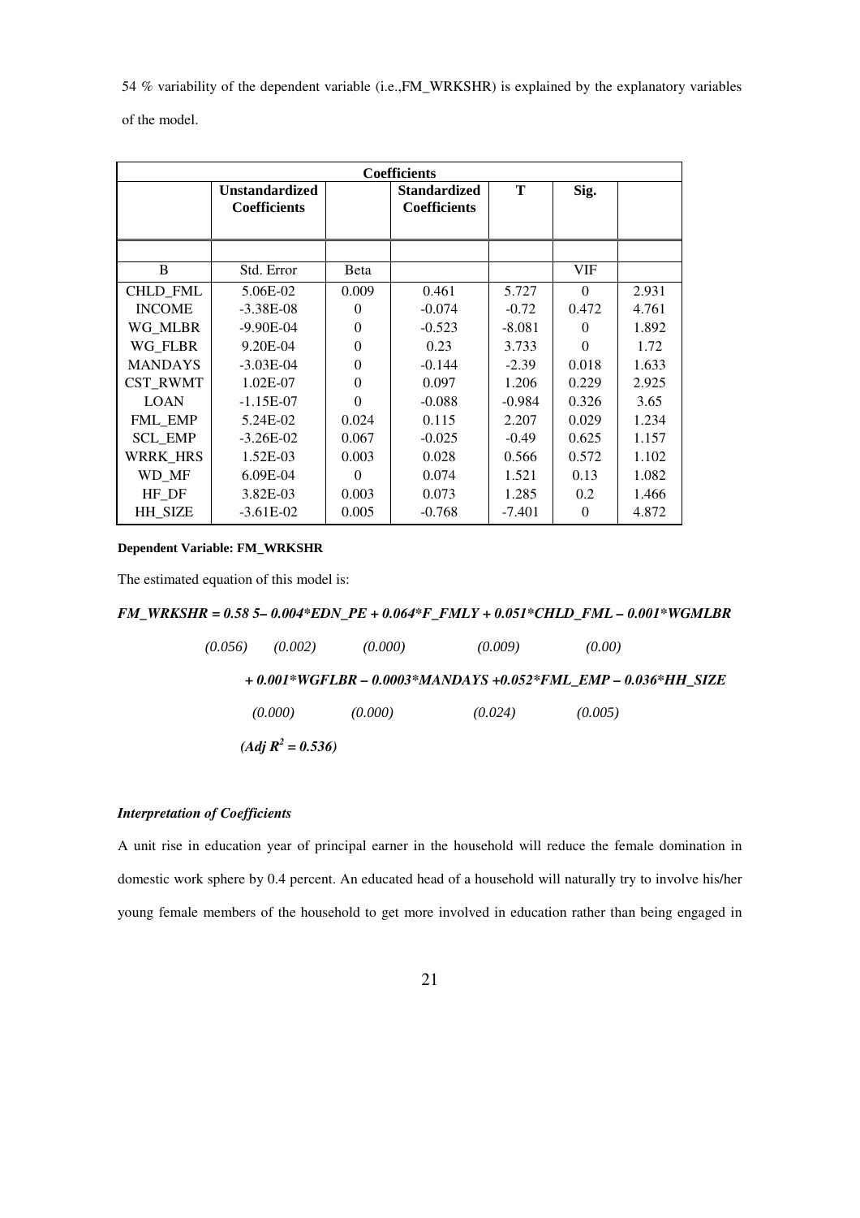54 % variability of the dependent variable (i.e.,FM_WRKSHR) is explained by the explanatory variables of the model.

| Coefficients | | | | | | |
|---|---|---|---|---|---|---|
| | **Unstandardized Coefficients** | | **Standardized Coefficients** | **T** | **Sig.** | |
| | | | | | | |
| B | Std. Error | Beta | | | VIF | |
| CHLD_FML | 5.06E-02 | 0.009 | 0.461 | 5.727 | 0 | 2.931 |
| INCOME | -3.38E-08 | 0 | -0.074 | -0.72 | 0.472 | 4.761 |
| WG_MLBR | -9.90E-04 | 0 | -0.523 | -8.081 | 0 | 1.892 |
| WG_FLBR | 9.20E-04 | 0 | 0.23 | 3.733 | 0 | 1.72 |
| MANDAYS | -3.03E-04 | 0 | -0.144 | -2.39 | 0.018 | 1.633 |
| CST_RWMT | 1.02E-07 | 0 | 0.097 | 1.206 | 0.229 | 2.925 |
| LOAN | -1.15E-07 | 0 | -0.088 | -0.984 | 0.326 | 3.65 |
| FML_EMP | 5.24E-02 | 0.024 | 0.115 | 2.207 | 0.029 | 1.234 |
| SCL_EMP | -3.26E-02 | 0.067 | -0.025 | -0.49 | 0.625 | 1.157 |
| WRRK_HRS | 1.52E-03 | 0.003 | 0.028 | 0.566 | 0.572 | 1.102 |
| WD_MF | 6.09E-04 | 0 | 0.074 | 1.521 | 0.13 | 1.082 |
| HF_DF | 3.82E-03 | 0.003 | 0.073 | 1.285 | 0.2 | 1.466 |
| HH_SIZE | -3.61E-02 | 0.005 | -0.768 | -7.401 | 0 | 4.872 |

**Dependent Variable: FM_WRKSHR**

The estimated equation of this model is:

***FM_WRKSHR = 0.58 5– 0.004*EDN_PE + 0.064*F_FMLY + 0.051*CHLD_FML – 0.001*WGMLBR***

*(0.056) (0.002) (0.000) (0.009) (0.00)*

***+ 0.001*WGFLBR – 0.0003*MANDAYS +0.052*FML_EMP – 0.036*HH_SIZE***

*(0.000) (0.000) (0.024) (0.005)*

***(Adj*** $R^2$ ***= 0.536)***

### *Interpretation of Coefficients*

A unit rise in education year of principal earner in the household will reduce the female domination in domestic work sphere by 0.4 percent. An educated head of a household will naturally try to involve his/her young female members of the household to get more involved in education rather than being engaged in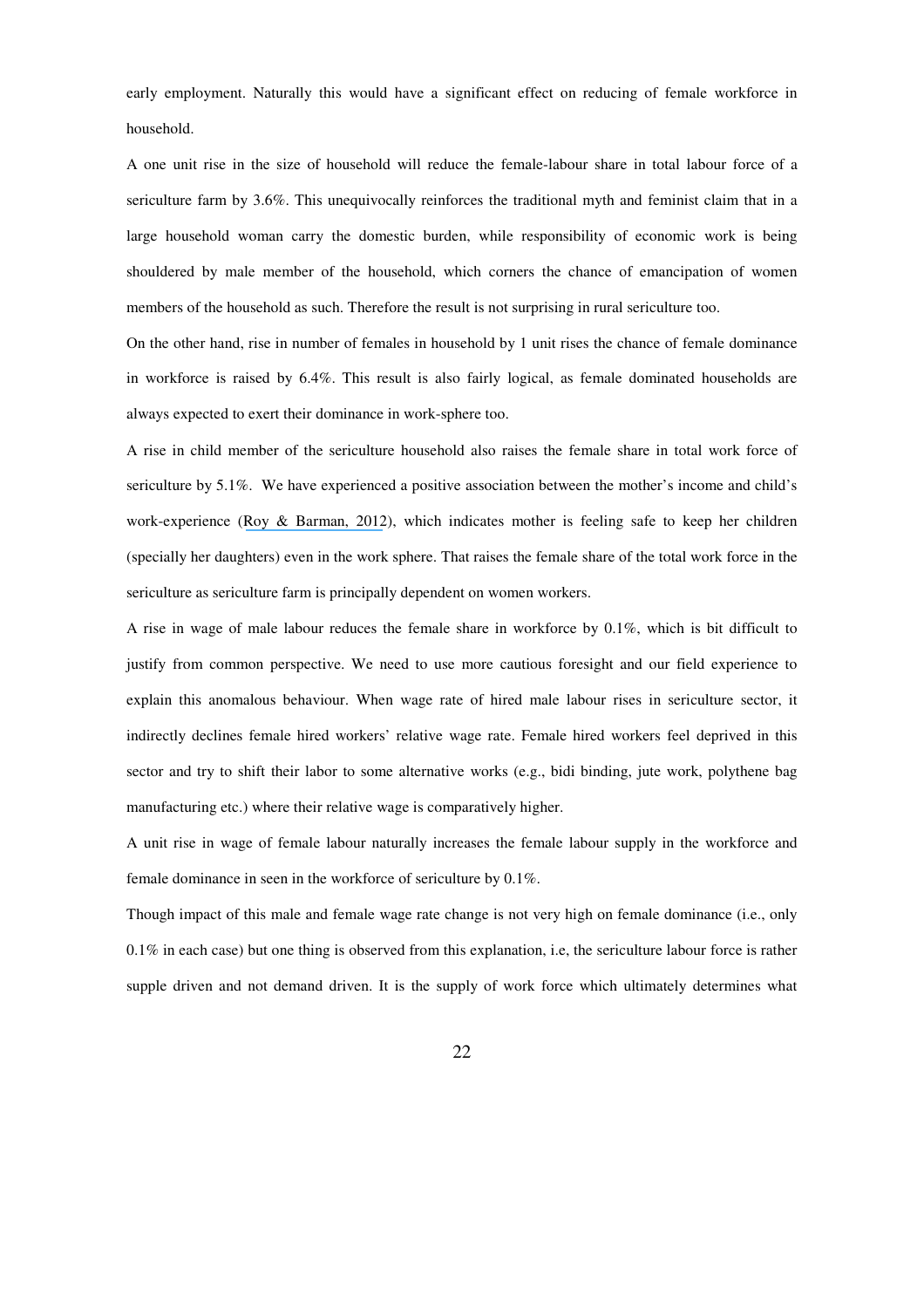early employment. Naturally this would have a significant effect on reducing of female workforce in household.

A one unit rise in the size of household will reduce the female-labour share in total labour force of a sericulture farm by 3.6%. This unequivocally reinforces the traditional myth and feminist claim that in a large household woman carry the domestic burden, while responsibility of economic work is being shouldered by male member of the household, which corners the chance of emancipation of women members of the household as such. Therefore the result is not surprising in rural sericulture too.

On the other hand, rise in number of females in household by 1 unit rises the chance of female dominance in workforce is raised by 6.4%. This result is also fairly logical, as female dominated households are always expected to exert their dominance in work-sphere too.

A rise in child member of the sericulture household also raises the female share in total work force of sericulture by 5.1%. We have experienced a positive association between the mother's income and child's work-experience (Roy & Barman, 2012), which indicates mother is feeling safe to keep her children (specially her daughters) even in the work sphere. That raises the female share of the total work force in the sericulture as sericulture farm is principally dependent on women workers.

A rise in wage of male labour reduces the female share in workforce by 0.1%, which is bit difficult to justify from common perspective. We need to use more cautious foresight and our field experience to explain this anomalous behaviour. When wage rate of hired male labour rises in sericulture sector, it indirectly declines female hired workers' relative wage rate. Female hired workers feel deprived in this sector and try to shift their labor to some alternative works (e.g., bidi binding, jute work, polythene bag manufacturing etc.) where their relative wage is comparatively higher.

A unit rise in wage of female labour naturally increases the female labour supply in the workforce and female dominance in seen in the workforce of sericulture by 0.1%.

Though impact of this male and female wage rate change is not very high on female dominance (i.e., only 0.1% in each case) but one thing is observed from this explanation, i.e, the sericulture labour force is rather supple driven and not demand driven. It is the supply of work force which ultimately determines what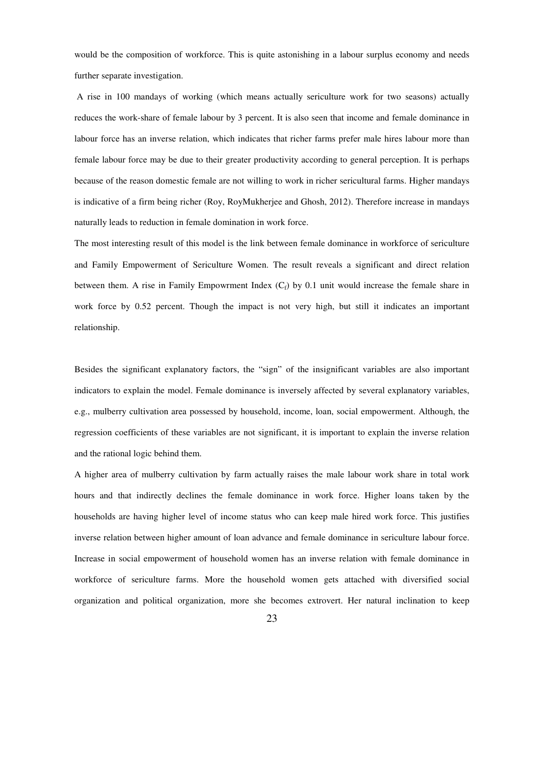would be the composition of workforce. This is quite astonishing in a labour surplus economy and needs further separate investigation.

A rise in 100 mandays of working (which means actually sericulture work for two seasons) actually reduces the work-share of female labour by 3 percent. It is also seen that income and female dominance in labour force has an inverse relation, which indicates that richer farms prefer male hires labour more than female labour force may be due to their greater productivity according to general perception. It is perhaps because of the reason domestic female are not willing to work in richer sericultural farms. Higher mandays is indicative of a firm being richer (Roy, RoyMukherjee and Ghosh, 2012). Therefore increase in mandays naturally leads to reduction in female domination in work force.

The most interesting result of this model is the link between female dominance in workforce of sericulture and Family Empowerment of Sericulture Women. The result reveals a significant and direct relation between them. A rise in Family Empowrment Index ($C_f$) by 0.1 unit would increase the female share in work force by 0.52 percent. Though the impact is not very high, but still it indicates an important relationship.

Besides the significant explanatory factors, the "sign" of the insignificant variables are also important indicators to explain the model. Female dominance is inversely affected by several explanatory variables, e.g., mulberry cultivation area possessed by household, income, loan, social empowerment. Although, the regression coefficients of these variables are not significant, it is important to explain the inverse relation and the rational logic behind them.

A higher area of mulberry cultivation by farm actually raises the male labour work share in total work hours and that indirectly declines the female dominance in work force. Higher loans taken by the households are having higher level of income status who can keep male hired work force. This justifies inverse relation between higher amount of loan advance and female dominance in sericulture labour force. Increase in social empowerment of household women has an inverse relation with female dominance in workforce of sericulture farms. More the household women gets attached with diversified social organization and political organization, more she becomes extrovert. Her natural inclination to keep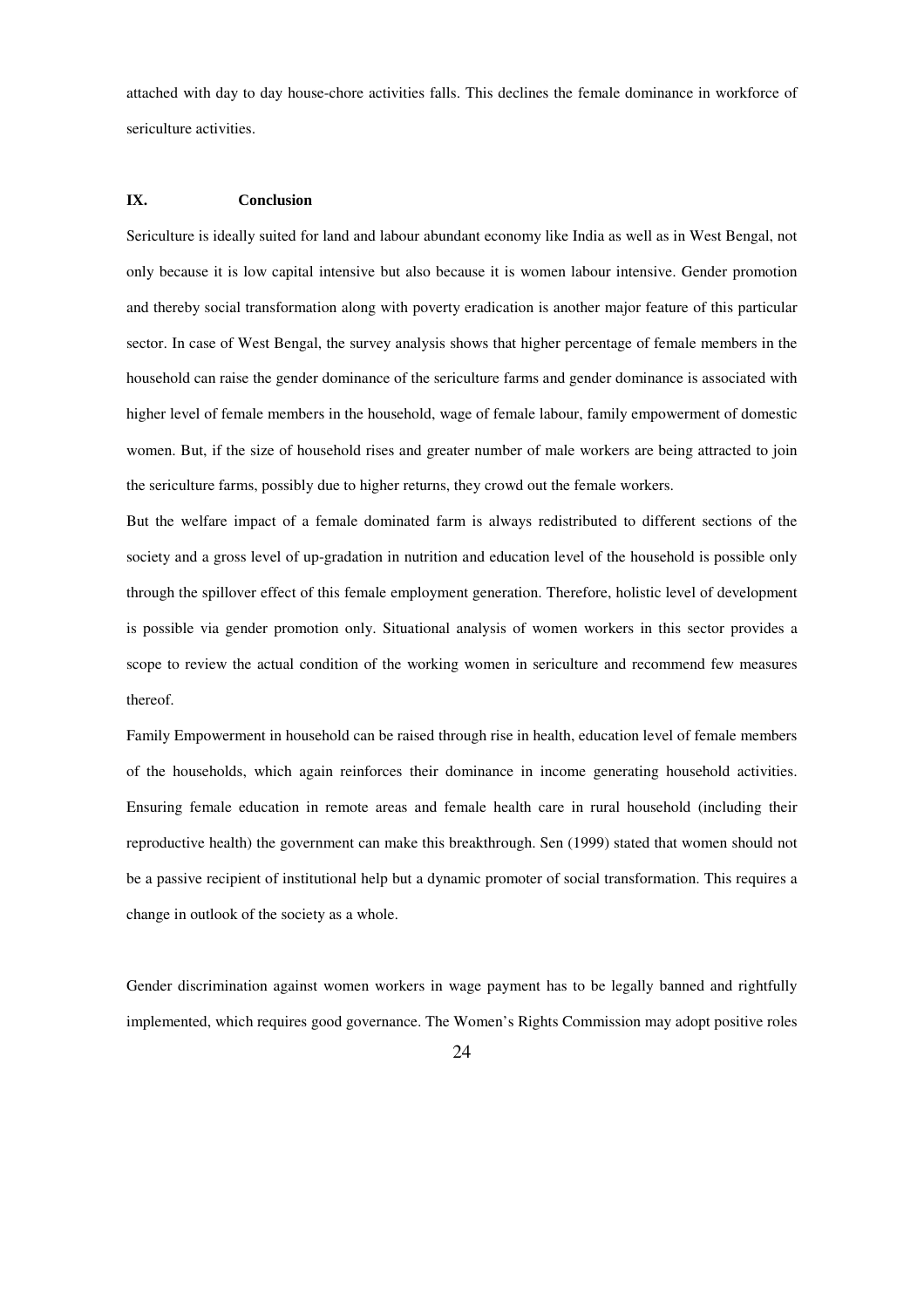attached with day to day house-chore activities falls. This declines the female dominance in workforce of sericulture activities.

## IX. Conclusion

Sericulture is ideally suited for land and labour abundant economy like India as well as in West Bengal, not only because it is low capital intensive but also because it is women labour intensive. Gender promotion and thereby social transformation along with poverty eradication is another major feature of this particular sector. In case of West Bengal, the survey analysis shows that higher percentage of female members in the household can raise the gender dominance of the sericulture farms and gender dominance is associated with higher level of female members in the household, wage of female labour, family empowerment of domestic women. But, if the size of household rises and greater number of male workers are being attracted to join the sericulture farms, possibly due to higher returns, they crowd out the female workers.

But the welfare impact of a female dominated farm is always redistributed to different sections of the society and a gross level of up-gradation in nutrition and education level of the household is possible only through the spillover effect of this female employment generation. Therefore, holistic level of development is possible via gender promotion only. Situational analysis of women workers in this sector provides a scope to review the actual condition of the working women in sericulture and recommend few measures thereof.

Family Empowerment in household can be raised through rise in health, education level of female members of the households, which again reinforces their dominance in income generating household activities. Ensuring female education in remote areas and female health care in rural household (including their reproductive health) the government can make this breakthrough. Sen (1999) stated that women should not be a passive recipient of institutional help but a dynamic promoter of social transformation. This requires a change in outlook of the society as a whole.

Gender discrimination against women workers in wage payment has to be legally banned and rightfully implemented, which requires good governance. The Women's Rights Commission may adopt positive roles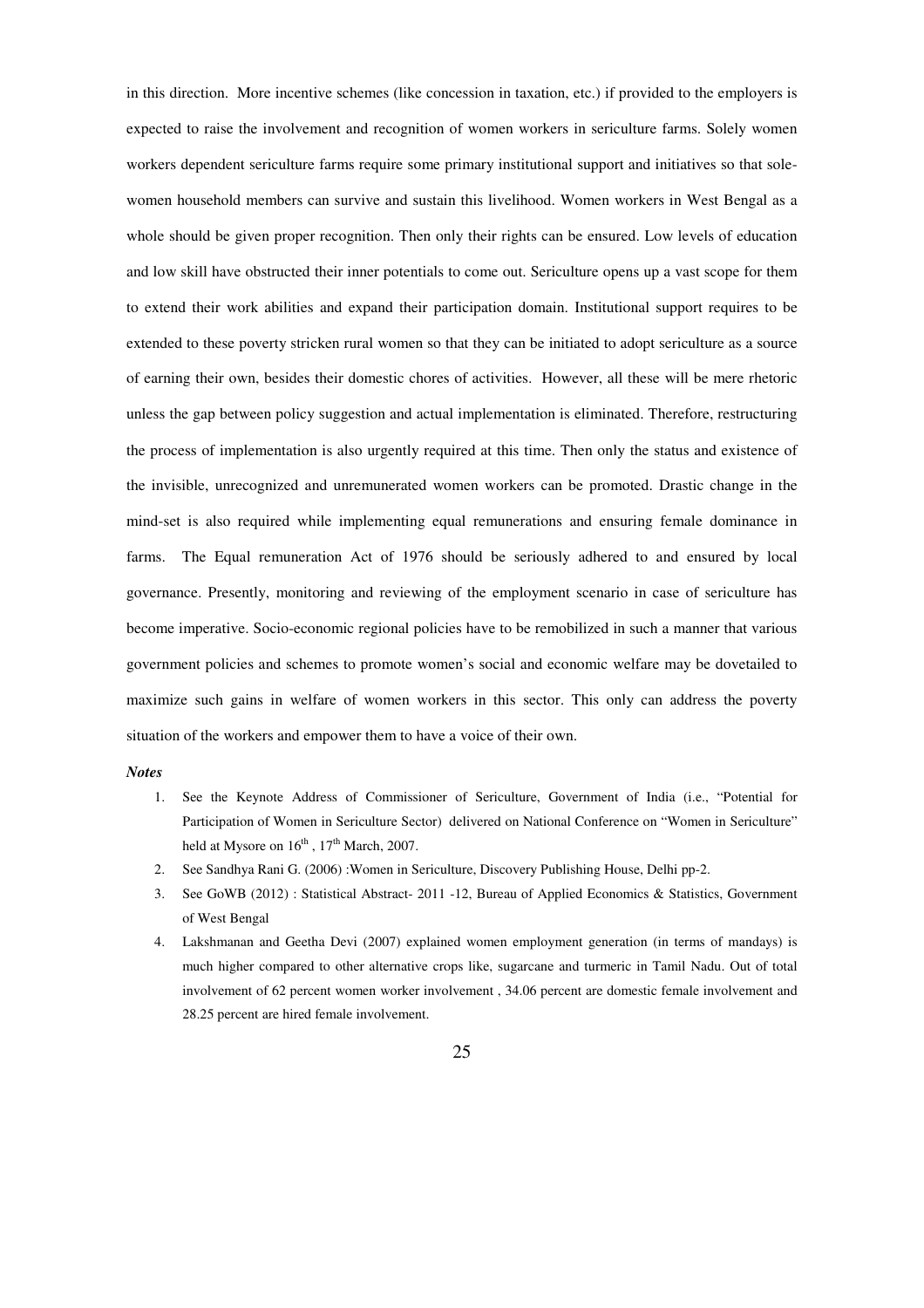in this direction. More incentive schemes (like concession in taxation, etc.) if provided to the employers is expected to raise the involvement and recognition of women workers in sericulture farms. Solely women workers dependent sericulture farms require some primary institutional support and initiatives so that sole-women household members can survive and sustain this livelihood. Women workers in West Bengal as a whole should be given proper recognition. Then only their rights can be ensured. Low levels of education and low skill have obstructed their inner potentials to come out. Sericulture opens up a vast scope for them to extend their work abilities and expand their participation domain. Institutional support requires to be extended to these poverty stricken rural women so that they can be initiated to adopt sericulture as a source of earning their own, besides their domestic chores of activities. However, all these will be mere rhetoric unless the gap between policy suggestion and actual implementation is eliminated. Therefore, restructuring the process of implementation is also urgently required at this time. Then only the status and existence of the invisible, unrecognized and unremunerated women workers can be promoted. Drastic change in the mind-set is also required while implementing equal remunerations and ensuring female dominance in farms. The Equal remuneration Act of 1976 should be seriously adhered to and ensured by local governance. Presently, monitoring and reviewing of the employment scenario in case of sericulture has become imperative. Socio-economic regional policies have to be remobilized in such a manner that various government policies and schemes to promote women's social and economic welfare may be dovetailed to maximize such gains in welfare of women workers in this sector. This only can address the poverty situation of the workers and empower them to have a voice of their own.

***Notes***

1. See the Keynote Address of Commissioner of Sericulture, Government of India (i.e., "Potential for Participation of Women in Sericulture Sector) delivered on National Conference on "Women in Sericulture" held at Mysore on 16th , 17th March, 2007.
2. See Sandhya Rani G. (2006) :Women in Sericulture, Discovery Publishing House, Delhi pp-2.
3. See GoWB (2012) : Statistical Abstract- 2011 -12, Bureau of Applied Economics & Statistics, Government of West Bengal
4. Lakshmanan and Geetha Devi (2007) explained women employment generation (in terms of mandays) is much higher compared to other alternative crops like, sugarcane and turmeric in Tamil Nadu. Out of total involvement of 62 percent women worker involvement , 34.06 percent are domestic female involvement and 28.25 percent are hired female involvement.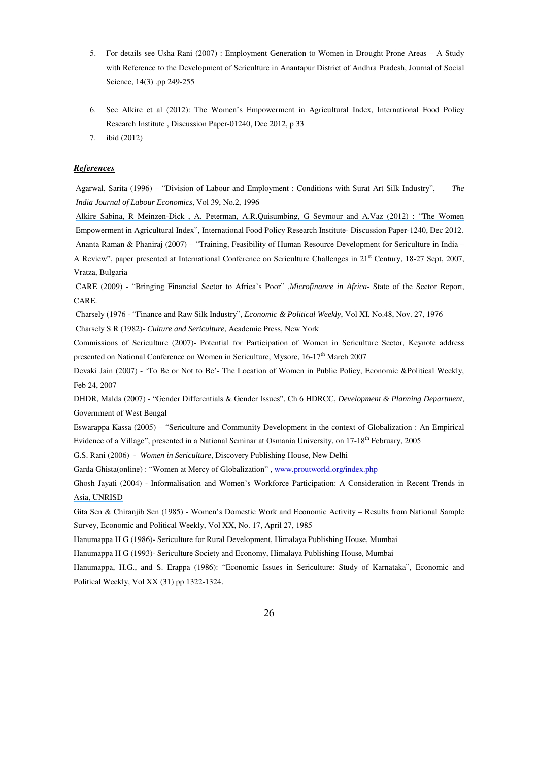5. For details see Usha Rani (2007) : Employment Generation to Women in Drought Prone Areas – A Study with Reference to the Development of Sericulture in Anantapur District of Andhra Pradesh, Journal of Social Science, 14(3) .pp 249-255

6. See Alkire et al (2012): The Women's Empowerment in Agricultural Index, International Food Policy Research Institute , Discussion Paper-01240, Dec 2012, p 33

7. ibid (2012)

## *References*

Agarwal, Sarita (1996) – "Division of Labour and Employment : Conditions with Surat Art Silk Industry", *The India Journal of Labour Economics*, Vol 39, No.2, 1996

Alkire Sabina, R Meinzen-Dick , A. Peterman, A.R.Quisumbing, G Seymour and A.Vaz (2012) : "The Women Empowerment in Agricultural Index", International Food Policy Research Institute- Discussion Paper-1240, Dec 2012.

Ananta Raman & Phaniraj (2007) – "Training, Feasibility of Human Resource Development for Sericulture in India – A Review", paper presented at International Conference on Sericulture Challenges in 21st Century, 18-27 Sept, 2007, Vratza, Bulgaria

CARE (2009) - "Bringing Financial Sector to Africa's Poor" ,*Microfinance in Africa*- State of the Sector Report, CARE.

Charsely (1976 - "Finance and Raw Silk Industry", *Economic & Political Weekly*, Vol XI. No.48, Nov. 27, 1976

Charsely S R (1982)- *Culture and Sericulture*, Academic Press, New York

Commissions of Sericulture (2007)- Potential for Participation of Women in Sericulture Sector, Keynote address presented on National Conference on Women in Sericulture, Mysore, 16-17th March 2007

Devaki Jain (2007) - 'To Be or Not to Be'- The Location of Women in Public Policy, Economic &Political Weekly, Feb 24, 2007

DHDR, Malda (2007) - "Gender Differentials & Gender Issues", Ch 6 HDRCC, *Development & Planning Department*, Government of West Bengal

Eswarappa Kassa (2005) – "Sericulture and Community Development in the context of Globalization : An Empirical Evidence of a Village", presented in a National Seminar at Osmania University, on 17-18th February, 2005

G.S. Rani (2006) - *Women in Sericulture*, Discovery Publishing House, New Delhi

Garda Ghista(online) : "Women at Mercy of Globalization" , www.proutworld.org/index.php

Ghosh Jayati (2004) - Informalisation and Women's Workforce Participation: A Consideration in Recent Trends in Asia, UNRISD

Gita Sen & Chiranjib Sen (1985) - Women's Domestic Work and Economic Activity – Results from National Sample Survey, Economic and Political Weekly, Vol XX, No. 17, April 27, 1985

Hanumappa H G (1986)- Sericulture for Rural Development, Himalaya Publishing House, Mumbai

Hanumappa H G (1993)- Sericulture Society and Economy, Himalaya Publishing House, Mumbai

Hanumappa, H.G., and S. Erappa (1986): "Economic Issues in Sericulture: Study of Karnataka", Economic and Political Weekly, Vol XX (31) pp 1322-1324.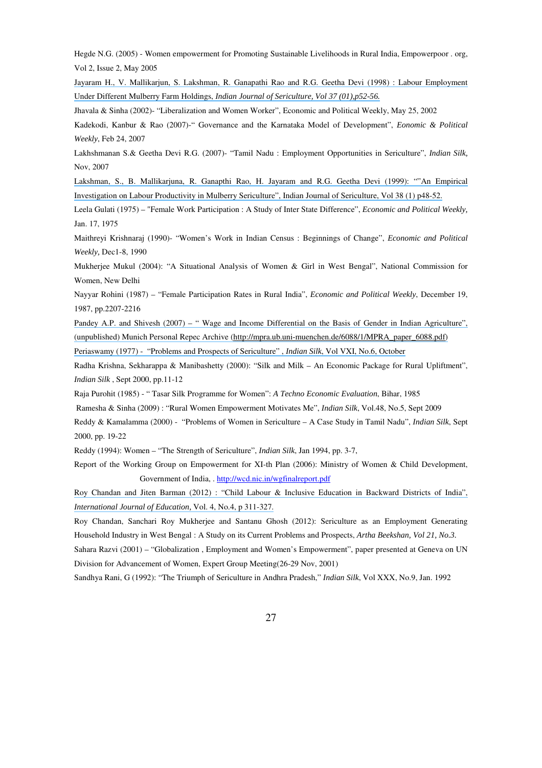Hegde N.G. (2005) - Women empowerment for Promoting Sustainable Livelihoods in Rural India, Empowerpoor . org, Vol 2, Issue 2, May 2005

Jayaram H., V. Mallikarjun, S. Lakshman, R. Ganapathi Rao and R.G. Geetha Devi (1998) : Labour Employment Under Different Mulberry Farm Holdings, *Indian Journal of Sericulture, Vol 37 (01),p52-56.*

Jhavala & Sinha (2002)- "Liberalization and Women Worker", Economic and Political Weekly, May 25, 2002

Kadekodi, Kanbur & Rao (2007)-" Governance and the Karnataka Model of Development", *Eonomic & Political Weekly*, Feb 24, 2007

Lakhshmanan S.& Geetha Devi R.G. (2007)- "Tamil Nadu : Employment Opportunities in Sericulture", *Indian Silk,* Nov, 2007

Lakshman, S., B. Mallikarjuna, R. Ganapthi Rao, H. Jayaram and R.G. Geetha Devi (1999): ""An Empirical Investigation on Labour Productivity in Mulberry Sericulture", Indian Journal of Sericulture, Vol 38 (1) p48-52.

Leela Gulati (1975) – "Female Work Participation : A Study of Inter State Difference", *Economic and Political Weekly,* Jan. 17, 1975

Maithreyi Krishnaraj (1990)- "Women's Work in Indian Census : Beginnings of Change", *Economic and Political Weekly,* Dec1-8, 1990

Mukherjee Mukul (2004): "A Situational Analysis of Women & Girl in West Bengal", National Commission for Women, New Delhi

Nayyar Rohini (1987) – "Female Participation Rates in Rural India", *Economic and Political Weekly*, December 19, 1987, pp.2207-2216

Pandey A.P. and Shivesh (2007) – " Wage and Income Differential on the Basis of Gender in Indian Agriculture", (unpublished) Munich Personal Repec Archive (http://mpra.ub.uni-muenchen.de/6088/1/MPRA_paper_6088.pdf)

Periaswamy (1977) - "Problems and Prospects of Sericulture" , *Indian Silk*, Vol VXI, No.6, October

Radha Krishna, Sekharappa & Manibashetty (2000): "Silk and Milk – An Economic Package for Rural Upliftment", *Indian Silk* , Sept 2000, pp.11-12

Raja Purohit (1985) - " Tasar Silk Programme for Women": *A Techno Economic Evaluation*, Bihar, 1985

Ramesha & Sinha (2009) : "Rural Women Empowerment Motivates Me", *Indian Silk*, Vol.48, No.5, Sept 2009

Reddy & Kamalamma (2000) - "Problems of Women in Sericulture – A Case Study in Tamil Nadu", *Indian Silk*, Sept 2000, pp. 19-22

Reddy (1994): Women – "The Strength of Sericulture", *Indian Silk*, Jan 1994, pp. 3-7,

Report of the Working Group on Empowerment for XI-th Plan (2006): Ministry of Women & Child Development, Government of India, . http://wcd.nic.in/wgfinalreport.pdf

Roy Chandan and Jiten Barman (2012) : "Child Labour & Inclusive Education in Backward Districts of India", *International Journal of Education,* Vol. 4, No.4, p 311-327.

Roy Chandan, Sanchari Roy Mukherjee and Santanu Ghosh (2012): Sericulture as an Employment Generating Household Industry in West Bengal : A Study on its Current Problems and Prospects, *Artha Beekshan, Vol 21, No.3.*

Sahara Razvi (2001) – "Globalization , Employment and Women's Empowerment", paper presented at Geneva on UN Division for Advancement of Women, Expert Group Meeting(26-29 Nov, 2001)

Sandhya Rani, G (1992): "The Triumph of Sericulture in Andhra Pradesh," *Indian Silk*, Vol XXX, No.9, Jan. 1992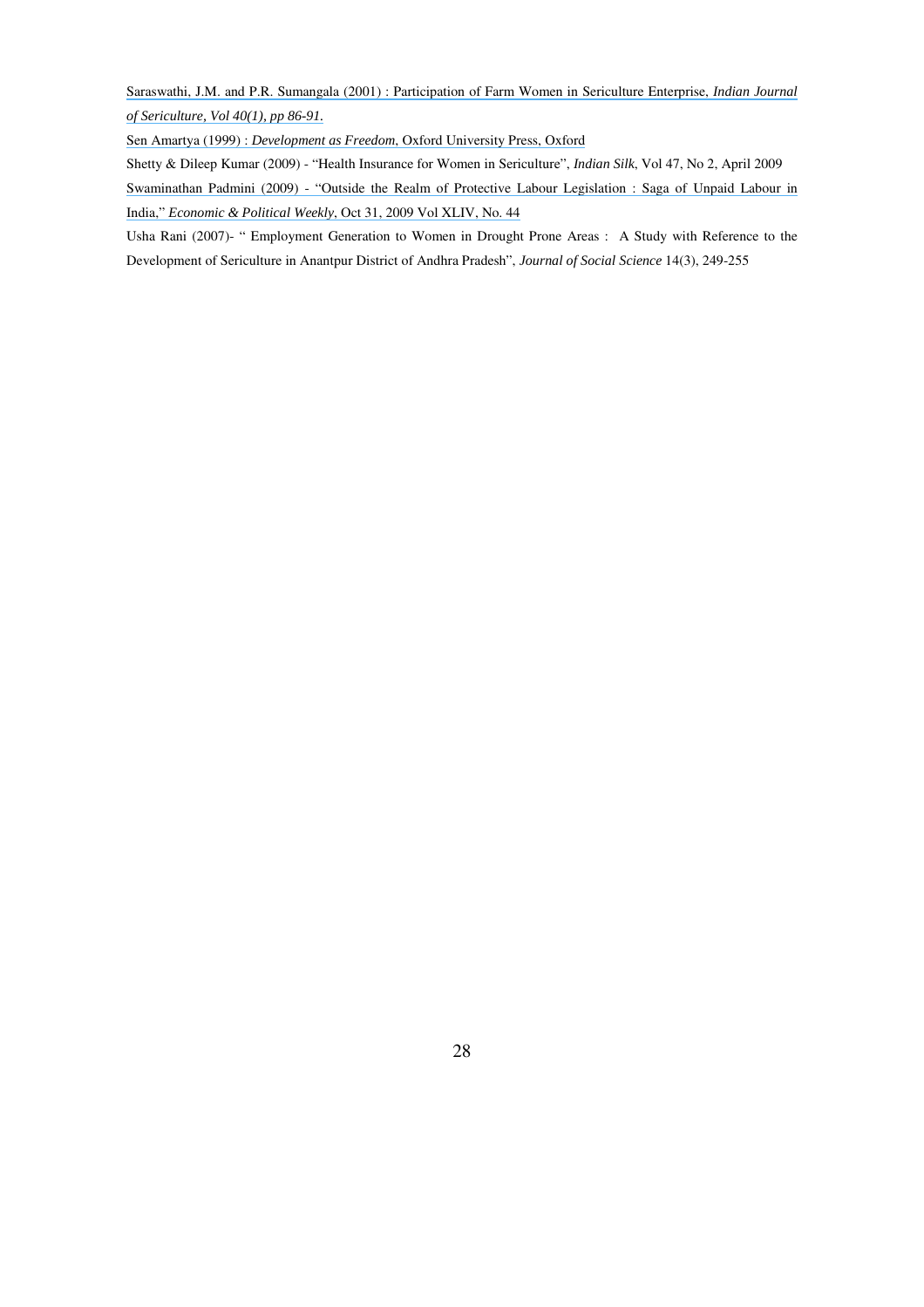Saraswathi, J.M. and P.R. Sumangala (2001) : Participation of Farm Women in Sericulture Enterprise, *Indian Journal of Sericulture, Vol 40(1), pp 86-91.*

Sen Amartya (1999) : *Development as Freedom*, Oxford University Press, Oxford

Shetty & Dileep Kumar (2009) - "Health Insurance for Women in Sericulture", *Indian Silk*, Vol 47, No 2, April 2009

Swaminathan Padmini (2009) - "Outside the Realm of Protective Labour Legislation : Saga of Unpaid Labour in India," *Economic & Political Weekly*, Oct 31, 2009 Vol XLIV, No. 44

Usha Rani (2007)- " Employment Generation to Women in Drought Prone Areas : A Study with Reference to the Development of Sericulture in Anantpur District of Andhra Pradesh", *Journal of Social Science* 14(3), 249-255